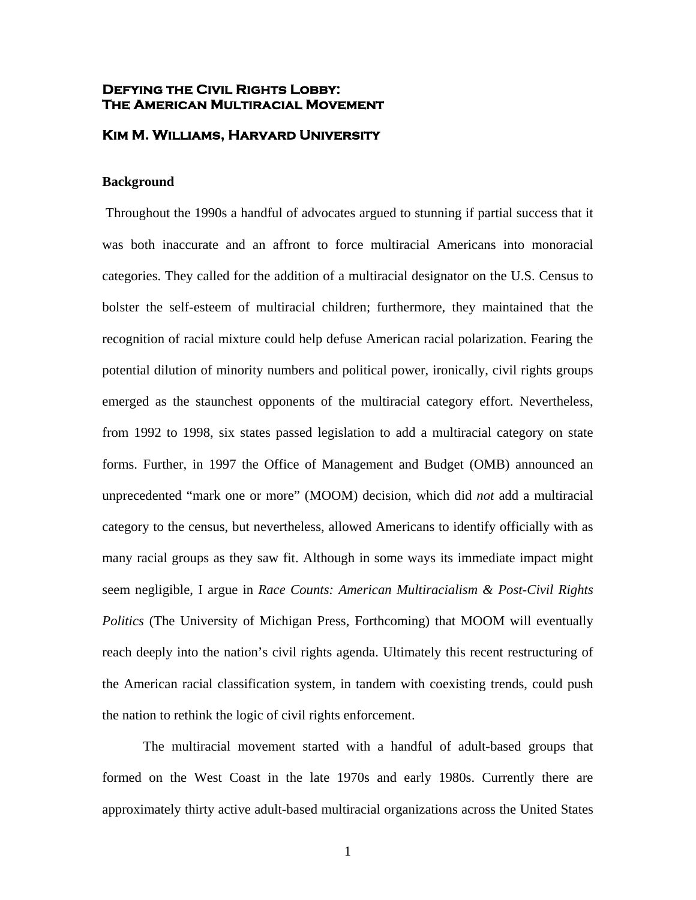# Defying the Civil Rights Lobby: The American Multiracial Movement

## Kim M. Williams, Harvard University

### Background

Throughout the 1990s a handful of advocates argued to stunning if partial success that it was both inaccurate and an affront to force multiracial Americans into monoracial categories. They called for the addition of a multiracial designator on the U.S. Census to bolster the self-esteem of multiracial children; furthermore, they maintained that the recognition of racial mixture could help defuse American racial polarization. Fearing the potential dilution of minority numbers and political power, ironically, civil rights groups emerged as the staunchest opponents of the multiracial category effort. Nevertheless, from 1992 to 1998, six states passed legislation to add a multiracial category on state forms. Further, in 1997 the Office of Management and Budget (OMB) announced an unprecedented "mark one or more" (MOOM) decision, which did *not* add a multiracial category to the census, but nevertheless, allowed Americans to identify officially with as many racial groups as they saw fit. Although in some ways its immediate impact might seem negligible, I argue in *Race Counts: American Multiracialism & Post-Civil Rights Politics* (The University of Michigan Press, Forthcoming) that MOOM will eventually reach deeply into the nation's civil rights agenda. Ultimately this recent restructuring of the American racial classification system, in tandem with coexisting trends, could push the nation to rethink the logic of civil rights enforcement.

The multiracial movement started with a handful of adult-based groups that formed on the West Coast in the late 1970s and early 1980s. Currently there are approximately thirty active adult-based multiracial organizations across the United States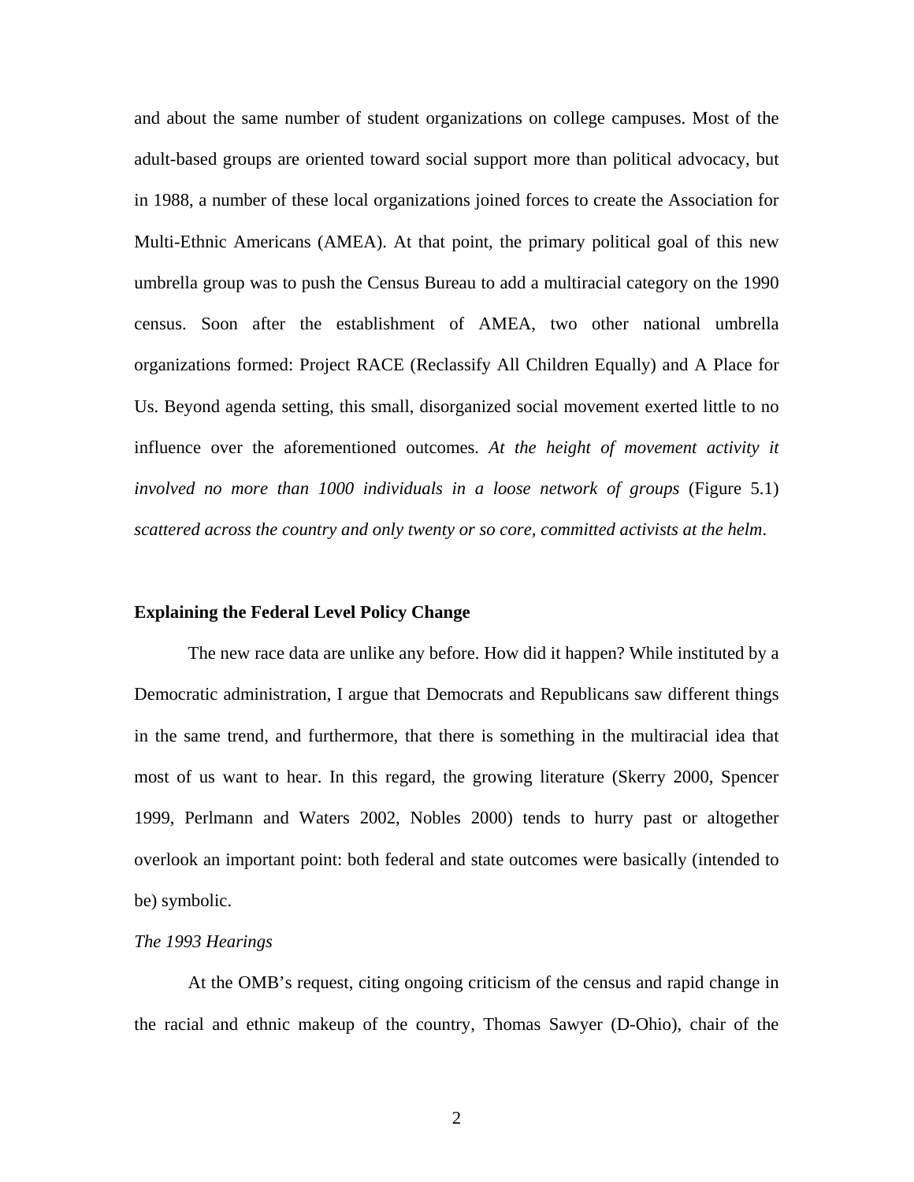and about the same number of student organizations on college campuses. Most of the adult-based groups are oriented toward social support more than political advocacy, but in 1988, a number of these local organizations joined forces to create the Association for Multi-Ethnic Americans (AMEA). At that point, the primary political goal of this new umbrella group was to push the Census Bureau to add a multiracial category on the 1990 census. Soon after the establishment of AMEA, two other national umbrella organizations formed: Project RACE (Reclassify All Children Equally) and A Place for Us. Beyond agenda setting, this small, disorganized social movement exerted little to no influence over the aforementioned outcomes. *At the height of movement activity it involved no more than 1000 individuals in a loose network of groups* (Figure 5.1) *scattered across the country and only twenty or so core, committed activists at the helm*.

**Explaining the Federal Level Policy Change**

The new race data are unlike any before. How did it happen? While instituted by a Democratic administration, I argue that Democrats and Republicans saw different things in the same trend, and furthermore, that there is something in the multiracial idea that most of us want to hear. In this regard, the growing literature (Skerry 2000, Spencer 1999, Perlmann and Waters 2002, Nobles 2000) tends to hurry past or altogether overlook an important point: both federal and state outcomes were basically (intended to be) symbolic.

*The 1993 Hearings*

At the OMB's request, citing ongoing criticism of the census and rapid change in the racial and ethnic makeup of the country, Thomas Sawyer (D-Ohio), chair of the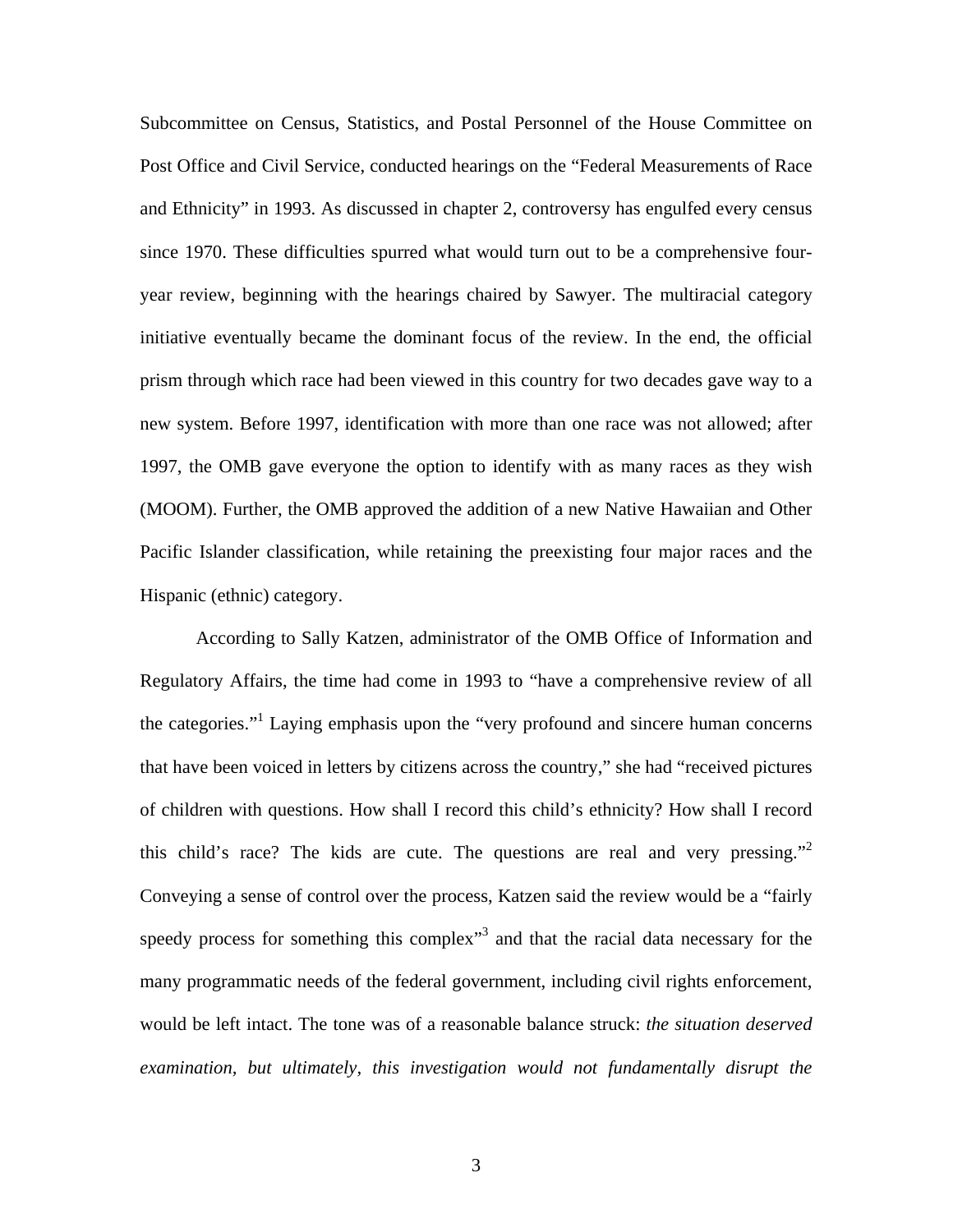Subcommittee on Census, Statistics, and Postal Personnel of the House Committee on Post Office and Civil Service, conducted hearings on the "Federal Measurements of Race and Ethnicity" in 1993. As discussed in chapter 2, controversy has engulfed every census since 1970. These difficulties spurred what would turn out to be a comprehensive four-year review, beginning with the hearings chaired by Sawyer. The multiracial category initiative eventually became the dominant focus of the review. In the end, the official prism through which race had been viewed in this country for two decades gave way to a new system. Before 1997, identification with more than one race was not allowed; after 1997, the OMB gave everyone the option to identify with as many races as they wish (MOOM). Further, the OMB approved the addition of a new Native Hawaiian and Other Pacific Islander classification, while retaining the preexisting four major races and the Hispanic (ethnic) category.

According to Sally Katzen, administrator of the OMB Office of Information and Regulatory Affairs, the time had come in 1993 to "have a comprehensive review of all the categories."[1] Laying emphasis upon the "very profound and sincere human concerns that have been voiced in letters by citizens across the country," she had "received pictures of children with questions. How shall I record this child's ethnicity? How shall I record this child's race? The kids are cute. The questions are real and very pressing."[2] Conveying a sense of control over the process, Katzen said the review would be a "fairly speedy process for something this complex"[3] and that the racial data necessary for the many programmatic needs of the federal government, including civil rights enforcement, would be left intact. The tone was of a reasonable balance struck: *the situation deserved examination, but ultimately, this investigation would not fundamentally disrupt the*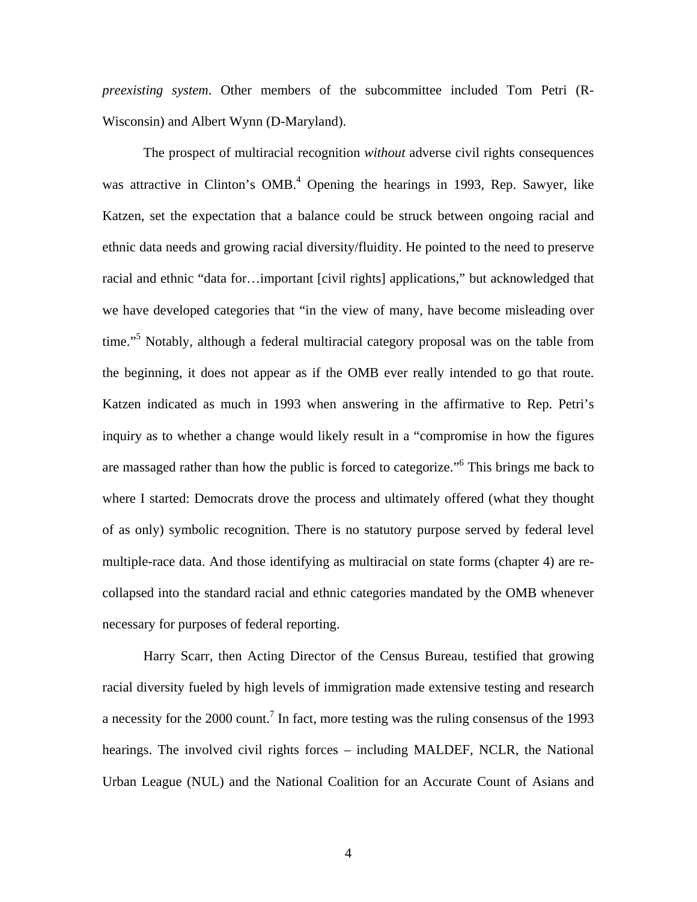*preexisting system*. Other members of the subcommittee included Tom Petri (R-Wisconsin) and Albert Wynn (D-Maryland).

The prospect of multiracial recognition *without* adverse civil rights consequences was attractive in Clinton's OMB.[4] Opening the hearings in 1993, Rep. Sawyer, like Katzen, set the expectation that a balance could be struck between ongoing racial and ethnic data needs and growing racial diversity/fluidity. He pointed to the need to preserve racial and ethnic "data for…important [civil rights] applications," but acknowledged that we have developed categories that "in the view of many, have become misleading over time."[5] Notably, although a federal multiracial category proposal was on the table from the beginning, it does not appear as if the OMB ever really intended to go that route. Katzen indicated as much in 1993 when answering in the affirmative to Rep. Petri's inquiry as to whether a change would likely result in a "compromise in how the figures are massaged rather than how the public is forced to categorize."[6] This brings me back to where I started: Democrats drove the process and ultimately offered (what they thought of as only) symbolic recognition. There is no statutory purpose served by federal level multiple-race data. And those identifying as multiracial on state forms (chapter 4) are re-collapsed into the standard racial and ethnic categories mandated by the OMB whenever necessary for purposes of federal reporting.

Harry Scarr, then Acting Director of the Census Bureau, testified that growing racial diversity fueled by high levels of immigration made extensive testing and research a necessity for the 2000 count.[7] In fact, more testing was the ruling consensus of the 1993 hearings. The involved civil rights forces – including MALDEF, NCLR, the National Urban League (NUL) and the National Coalition for an Accurate Count of Asians and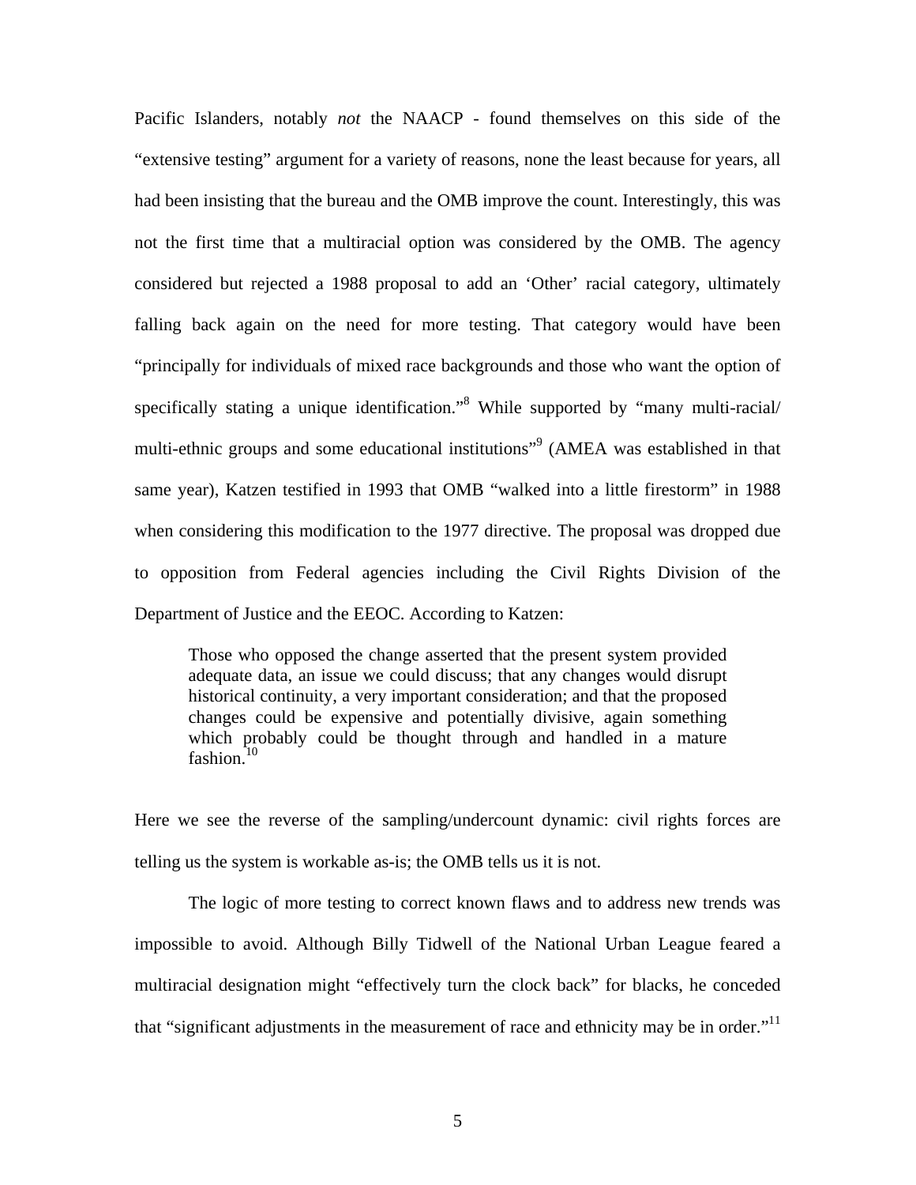Pacific Islanders, notably *not* the NAACP - found themselves on this side of the "extensive testing" argument for a variety of reasons, none the least because for years, all had been insisting that the bureau and the OMB improve the count. Interestingly, this was not the first time that a multiracial option was considered by the OMB. The agency considered but rejected a 1988 proposal to add an 'Other' racial category, ultimately falling back again on the need for more testing. That category would have been "principally for individuals of mixed race backgrounds and those who want the option of specifically stating a unique identification."[8] While supported by "many multi-racial/ multi-ethnic groups and some educational institutions"[9] (AMEA was established in that same year), Katzen testified in 1993 that OMB "walked into a little firestorm" in 1988 when considering this modification to the 1977 directive. The proposal was dropped due to opposition from Federal agencies including the Civil Rights Division of the Department of Justice and the EEOC. According to Katzen:

> Those who opposed the change asserted that the present system provided adequate data, an issue we could discuss; that any changes would disrupt historical continuity, a very important consideration; and that the proposed changes could be expensive and potentially divisive, again something which probably could be thought through and handled in a mature fashion.[10]

Here we see the reverse of the sampling/undercount dynamic: civil rights forces are telling us the system is workable as-is; the OMB tells us it is not.

The logic of more testing to correct known flaws and to address new trends was impossible to avoid. Although Billy Tidwell of the National Urban League feared a multiracial designation might "effectively turn the clock back" for blacks, he conceded that "significant adjustments in the measurement of race and ethnicity may be in order."[11]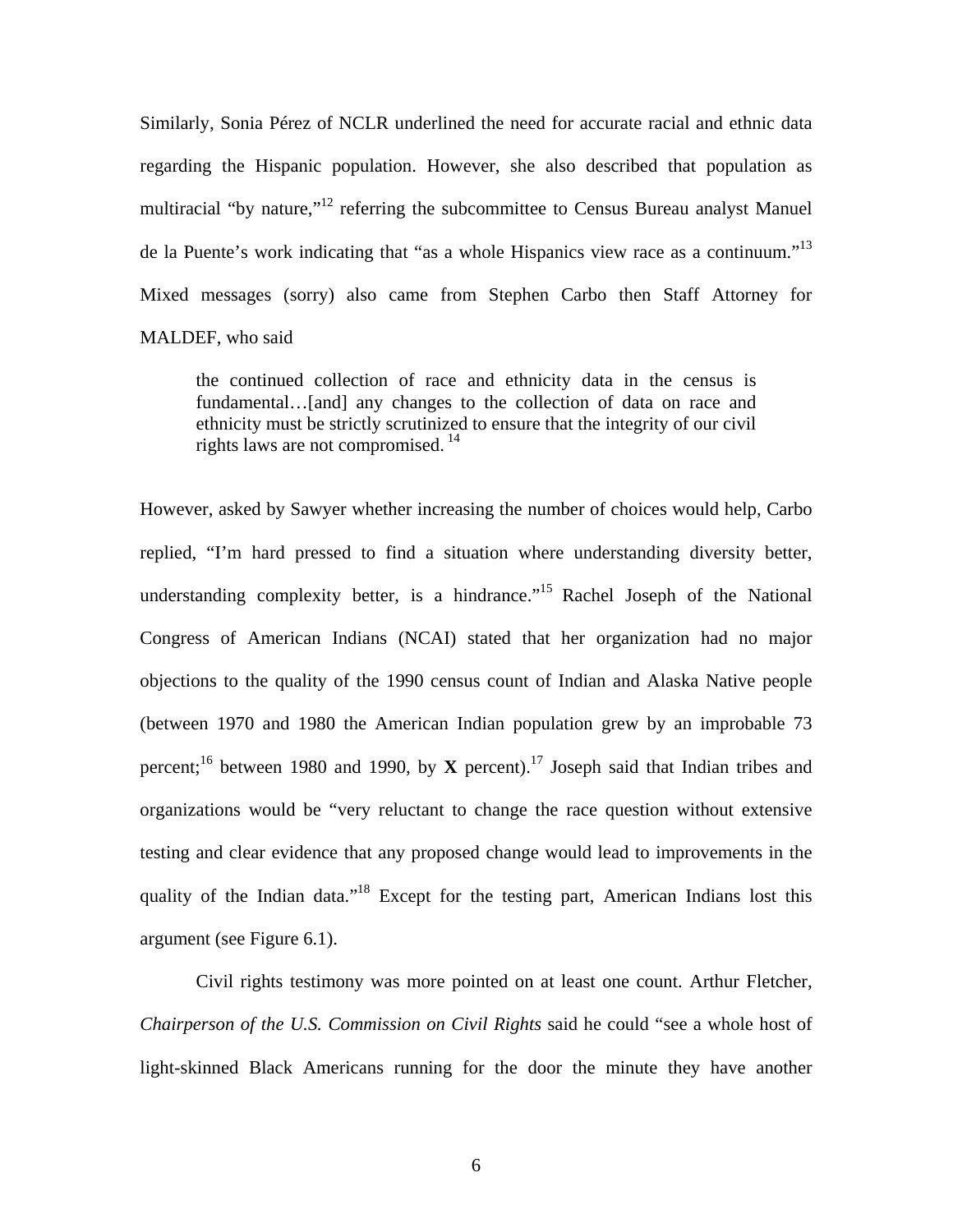Similarly, Sonia Pérez of NCLR underlined the need for accurate racial and ethnic data regarding the Hispanic population. However, she also described that population as multiracial "by nature,"[12] referring the subcommittee to Census Bureau analyst Manuel de la Puente's work indicating that "as a whole Hispanics view race as a continuum."[13] Mixed messages (sorry) also came from Stephen Carbo then Staff Attorney for MALDEF, who said

> the continued collection of race and ethnicity data in the census is fundamental…[and] any changes to the collection of data on race and ethnicity must be strictly scrutinized to ensure that the integrity of our civil rights laws are not compromised. [14]

However, asked by Sawyer whether increasing the number of choices would help, Carbo replied, "I'm hard pressed to find a situation where understanding diversity better, understanding complexity better, is a hindrance."[15] Rachel Joseph of the National Congress of American Indians (NCAI) stated that her organization had no major objections to the quality of the 1990 census count of Indian and Alaska Native people (between 1970 and 1980 the American Indian population grew by an improbable 73 percent;[16] between 1980 and 1990, by **X** percent).[17] Joseph said that Indian tribes and organizations would be "very reluctant to change the race question without extensive testing and clear evidence that any proposed change would lead to improvements in the quality of the Indian data."[18] Except for the testing part, American Indians lost this argument (see Figure 6.1).

Civil rights testimony was more pointed on at least one count. Arthur Fletcher, *Chairperson of the U.S. Commission on Civil Rights* said he could "see a whole host of light-skinned Black Americans running for the door the minute they have another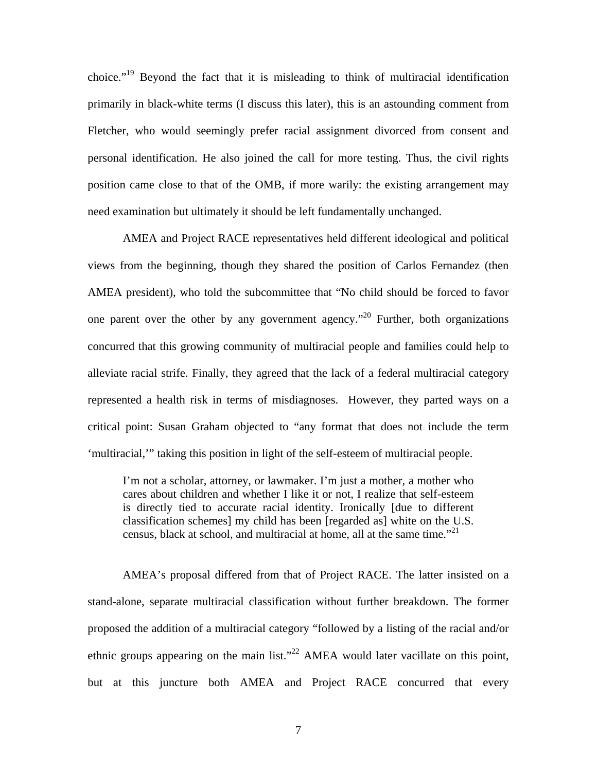choice."[19] Beyond the fact that it is misleading to think of multiracial identification primarily in black-white terms (I discuss this later), this is an astounding comment from Fletcher, who would seemingly prefer racial assignment divorced from consent and personal identification. He also joined the call for more testing. Thus, the civil rights position came close to that of the OMB, if more warily: the existing arrangement may need examination but ultimately it should be left fundamentally unchanged.

AMEA and Project RACE representatives held different ideological and political views from the beginning, though they shared the position of Carlos Fernandez (then AMEA president), who told the subcommittee that "No child should be forced to favor one parent over the other by any government agency."[20] Further, both organizations concurred that this growing community of multiracial people and families could help to alleviate racial strife. Finally, they agreed that the lack of a federal multiracial category represented a health risk in terms of misdiagnoses. However, they parted ways on a critical point: Susan Graham objected to "any format that does not include the term 'multiracial,'" taking this position in light of the self-esteem of multiracial people.

> I'm not a scholar, attorney, or lawmaker. I'm just a mother, a mother who cares about children and whether I like it or not, I realize that self-esteem is directly tied to accurate racial identity. Ironically [due to different classification schemes] my child has been [regarded as] white on the U.S. census, black at school, and multiracial at home, all at the same time."[21]

AMEA's proposal differed from that of Project RACE. The latter insisted on a stand-alone, separate multiracial classification without further breakdown. The former proposed the addition of a multiracial category "followed by a listing of the racial and/or ethnic groups appearing on the main list."[22] AMEA would later vacillate on this point, but at this juncture both AMEA and Project RACE concurred that every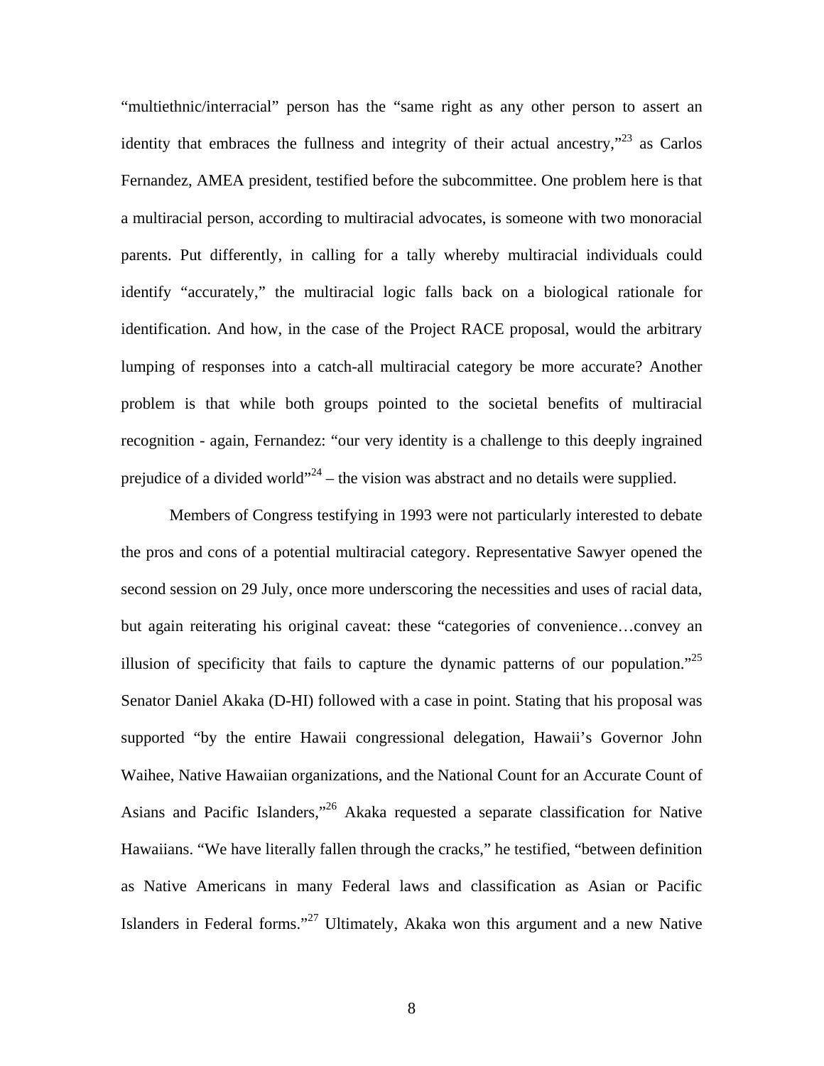"multiethnic/interracial" person has the "same right as any other person to assert an identity that embraces the fullness and integrity of their actual ancestry,"[23] as Carlos Fernandez, AMEA president, testified before the subcommittee. One problem here is that a multiracial person, according to multiracial advocates, is someone with two monoracial parents. Put differently, in calling for a tally whereby multiracial individuals could identify "accurately," the multiracial logic falls back on a biological rationale for identification. And how, in the case of the Project RACE proposal, would the arbitrary lumping of responses into a catch-all multiracial category be more accurate? Another problem is that while both groups pointed to the societal benefits of multiracial recognition - again, Fernandez: "our very identity is a challenge to this deeply ingrained prejudice of a divided world"[24] – the vision was abstract and no details were supplied.

Members of Congress testifying in 1993 were not particularly interested to debate the pros and cons of a potential multiracial category. Representative Sawyer opened the second session on 29 July, once more underscoring the necessities and uses of racial data, but again reiterating his original caveat: these "categories of convenience…convey an illusion of specificity that fails to capture the dynamic patterns of our population."[25] Senator Daniel Akaka (D-HI) followed with a case in point. Stating that his proposal was supported "by the entire Hawaii congressional delegation, Hawaii's Governor John Waihee, Native Hawaiian organizations, and the National Count for an Accurate Count of Asians and Pacific Islanders,"[26] Akaka requested a separate classification for Native Hawaiians. "We have literally fallen through the cracks," he testified, "between definition as Native Americans in many Federal laws and classification as Asian or Pacific Islanders in Federal forms."[27] Ultimately, Akaka won this argument and a new Native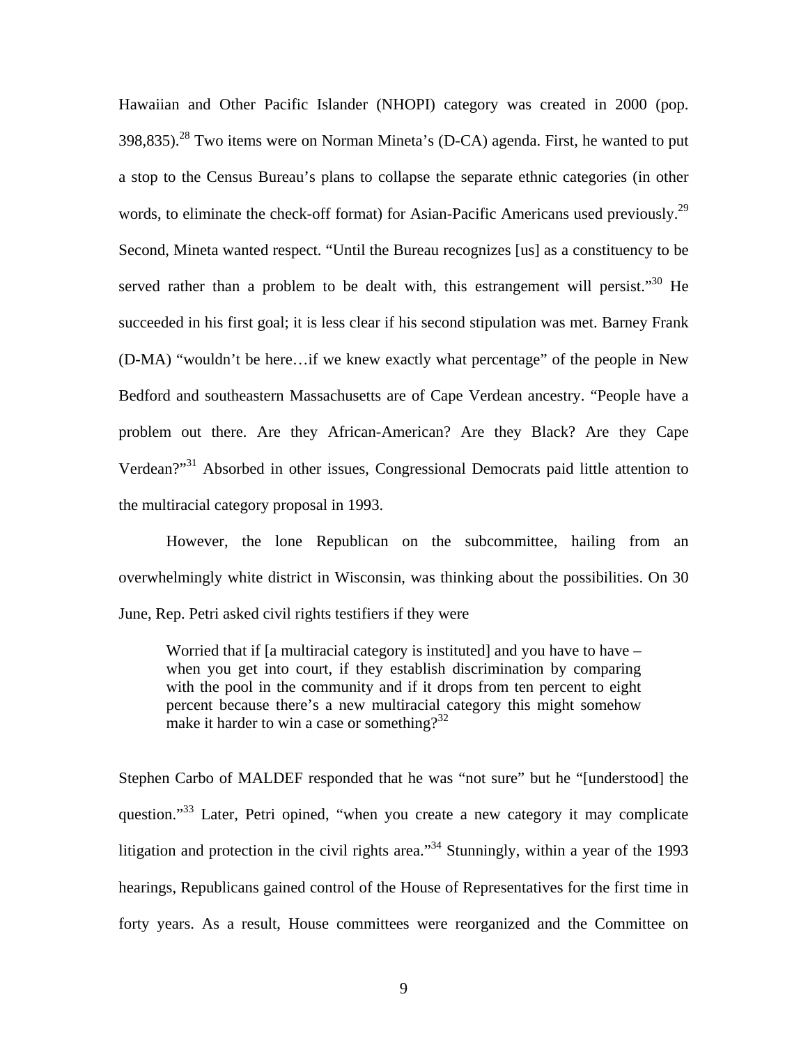Hawaiian and Other Pacific Islander (NHOPI) category was created in 2000 (pop. 398,835).[28] Two items were on Norman Mineta's (D-CA) agenda. First, he wanted to put a stop to the Census Bureau's plans to collapse the separate ethnic categories (in other words, to eliminate the check-off format) for Asian-Pacific Americans used previously.[29] Second, Mineta wanted respect. "Until the Bureau recognizes [us] as a constituency to be served rather than a problem to be dealt with, this estrangement will persist."[30] He succeeded in his first goal; it is less clear if his second stipulation was met. Barney Frank (D-MA) "wouldn't be here…if we knew exactly what percentage" of the people in New Bedford and southeastern Massachusetts are of Cape Verdean ancestry. "People have a problem out there. Are they African-American? Are they Black? Are they Cape Verdean?"[31] Absorbed in other issues, Congressional Democrats paid little attention to the multiracial category proposal in 1993.

However, the lone Republican on the subcommittee, hailing from an overwhelmingly white district in Wisconsin, was thinking about the possibilities. On 30 June, Rep. Petri asked civil rights testifiers if they were

> Worried that if [a multiracial category is instituted] and you have to have – when you get into court, if they establish discrimination by comparing with the pool in the community and if it drops from ten percent to eight percent because there's a new multiracial category this might somehow make it harder to win a case or something?[32]

Stephen Carbo of MALDEF responded that he was "not sure" but he "[understood] the question."[33] Later, Petri opined, "when you create a new category it may complicate litigation and protection in the civil rights area."[34] Stunningly, within a year of the 1993 hearings, Republicans gained control of the House of Representatives for the first time in forty years. As a result, House committees were reorganized and the Committee on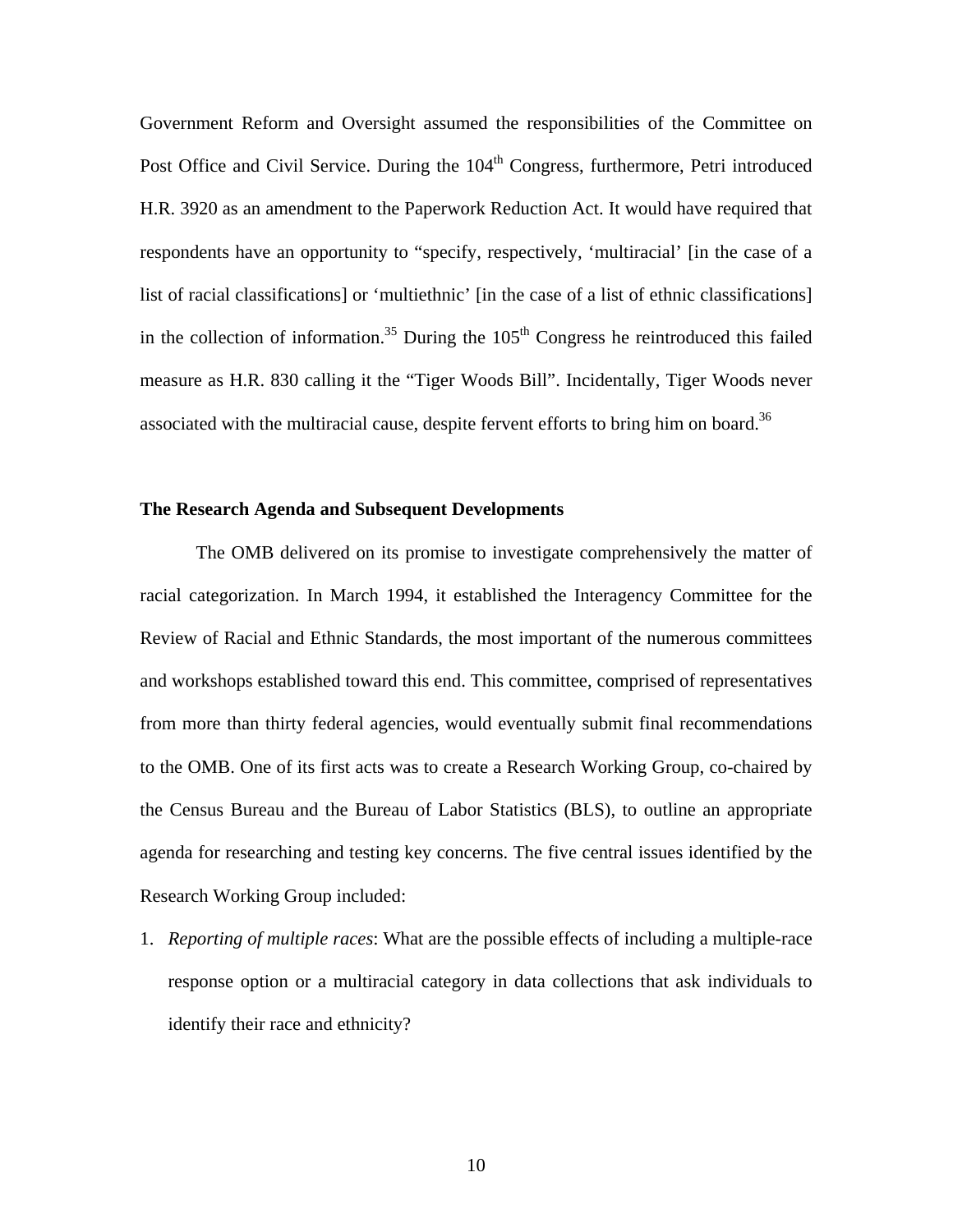Government Reform and Oversight assumed the responsibilities of the Committee on Post Office and Civil Service. During the 104th Congress, furthermore, Petri introduced H.R. 3920 as an amendment to the Paperwork Reduction Act. It would have required that respondents have an opportunity to "specify, respectively, 'multiracial' [in the case of a list of racial classifications] or 'multiethnic' [in the case of a list of ethnic classifications] in the collection of information.[35] During the 105th Congress he reintroduced this failed measure as H.R. 830 calling it the "Tiger Woods Bill". Incidentally, Tiger Woods never associated with the multiracial cause, despite fervent efforts to bring him on board.[36]

**The Research Agenda and Subsequent Developments**

The OMB delivered on its promise to investigate comprehensively the matter of racial categorization. In March 1994, it established the Interagency Committee for the Review of Racial and Ethnic Standards, the most important of the numerous committees and workshops established toward this end. This committee, comprised of representatives from more than thirty federal agencies, would eventually submit final recommendations to the OMB. One of its first acts was to create a Research Working Group, co-chaired by the Census Bureau and the Bureau of Labor Statistics (BLS), to outline an appropriate agenda for researching and testing key concerns. The five central issues identified by the Research Working Group included:

1. *Reporting of multiple races*: What are the possible effects of including a multiple-race response option or a multiracial category in data collections that ask individuals to identify their race and ethnicity?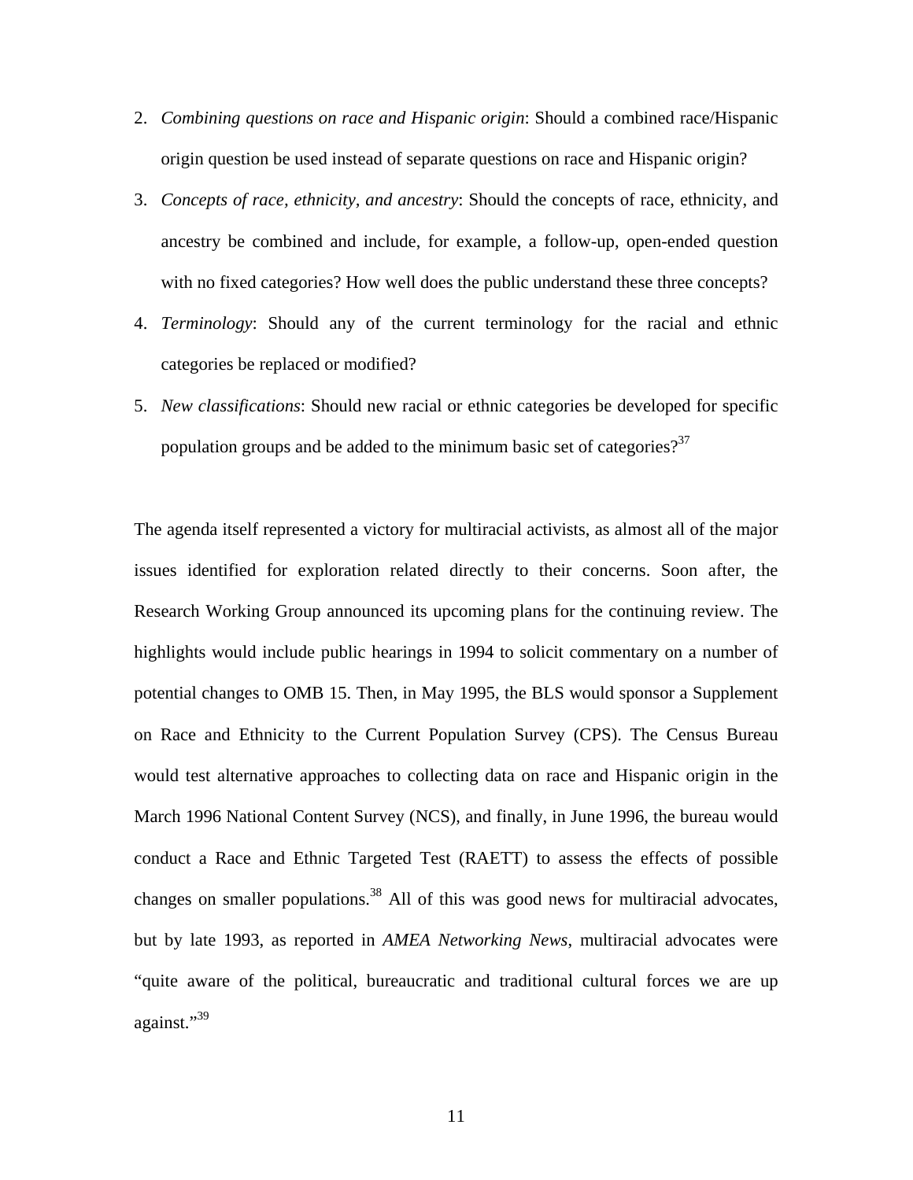2. *Combining questions on race and Hispanic origin*: Should a combined race/Hispanic origin question be used instead of separate questions on race and Hispanic origin?
3. *Concepts of race, ethnicity, and ancestry*: Should the concepts of race, ethnicity, and ancestry be combined and include, for example, a follow-up, open-ended question with no fixed categories? How well does the public understand these three concepts?
4. *Terminology*: Should any of the current terminology for the racial and ethnic categories be replaced or modified?
5. *New classifications*: Should new racial or ethnic categories be developed for specific population groups and be added to the minimum basic set of categories?[37]

The agenda itself represented a victory for multiracial activists, as almost all of the major issues identified for exploration related directly to their concerns. Soon after, the Research Working Group announced its upcoming plans for the continuing review. The highlights would include public hearings in 1994 to solicit commentary on a number of potential changes to OMB 15. Then, in May 1995, the BLS would sponsor a Supplement on Race and Ethnicity to the Current Population Survey (CPS). The Census Bureau would test alternative approaches to collecting data on race and Hispanic origin in the March 1996 National Content Survey (NCS), and finally, in June 1996, the bureau would conduct a Race and Ethnic Targeted Test (RAETT) to assess the effects of possible changes on smaller populations.[38] All of this was good news for multiracial advocates, but by late 1993, as reported in *AMEA Networking News*, multiracial advocates were "quite aware of the political, bureaucratic and traditional cultural forces we are up against."[39]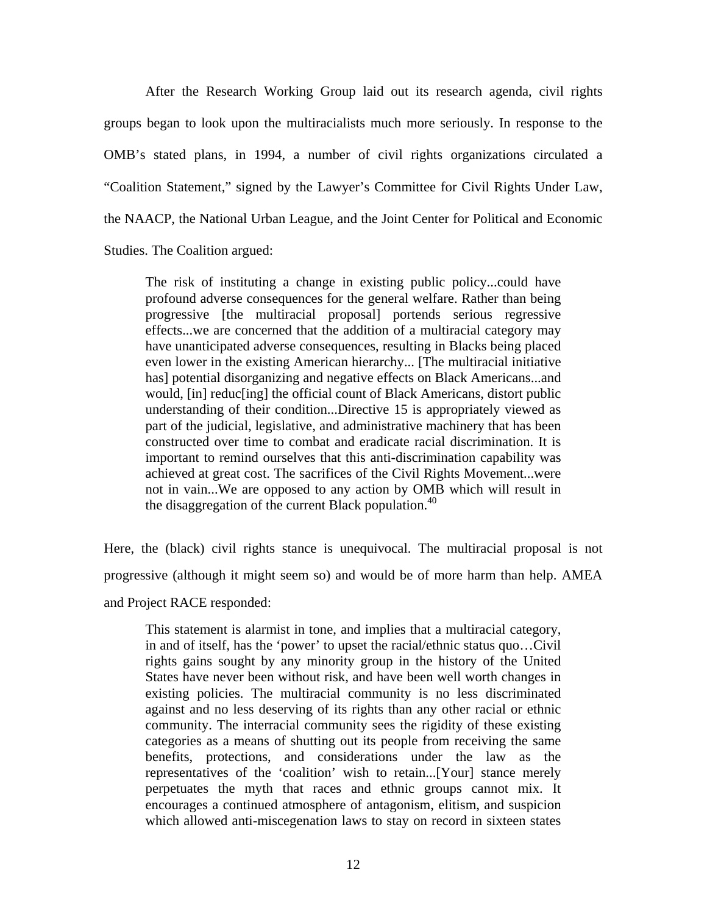After the Research Working Group laid out its research agenda, civil rights groups began to look upon the multiracialists much more seriously. In response to the OMB's stated plans, in 1994, a number of civil rights organizations circulated a "Coalition Statement," signed by the Lawyer's Committee for Civil Rights Under Law, the NAACP, the National Urban League, and the Joint Center for Political and Economic Studies. The Coalition argued:

> The risk of instituting a change in existing public policy...could have profound adverse consequences for the general welfare. Rather than being progressive [the multiracial proposal] portends serious regressive effects...we are concerned that the addition of a multiracial category may have unanticipated adverse consequences, resulting in Blacks being placed even lower in the existing American hierarchy... [The multiracial initiative has] potential disorganizing and negative effects on Black Americans...and would, [in] reduc[ing] the official count of Black Americans, distort public understanding of their condition...Directive 15 is appropriately viewed as part of the judicial, legislative, and administrative machinery that has been constructed over time to combat and eradicate racial discrimination. It is important to remind ourselves that this anti-discrimination capability was achieved at great cost. The sacrifices of the Civil Rights Movement...were not in vain...We are opposed to any action by OMB which will result in the disaggregation of the current Black population.[40]

Here, the (black) civil rights stance is unequivocal. The multiracial proposal is not progressive (although it might seem so) and would be of more harm than help. AMEA and Project RACE responded:

> This statement is alarmist in tone, and implies that a multiracial category, in and of itself, has the 'power' to upset the racial/ethnic status quo…Civil rights gains sought by any minority group in the history of the United States have never been without risk, and have been well worth changes in existing policies. The multiracial community is no less discriminated against and no less deserving of its rights than any other racial or ethnic community. The interracial community sees the rigidity of these existing categories as a means of shutting out its people from receiving the same benefits, protections, and considerations under the law as the representatives of the 'coalition' wish to retain...[Your] stance merely perpetuates the myth that races and ethnic groups cannot mix. It encourages a continued atmosphere of antagonism, elitism, and suspicion which allowed anti-miscegenation laws to stay on record in sixteen states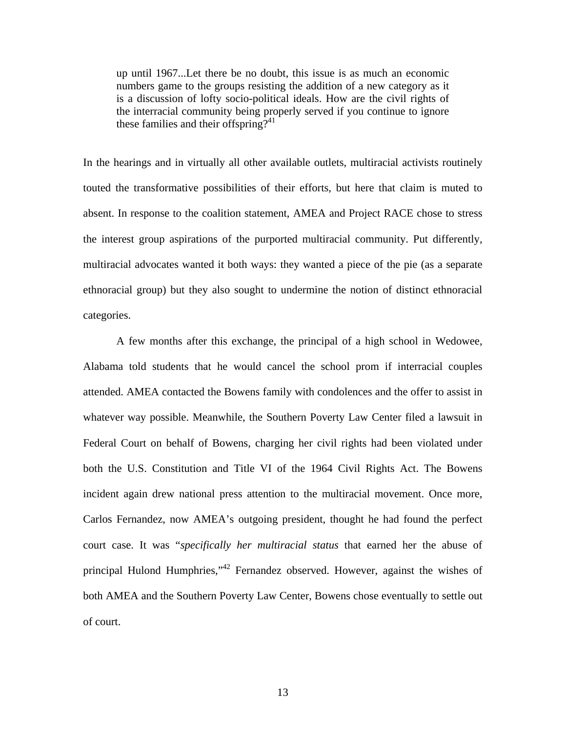> up until 1967...Let there be no doubt, this issue is as much an economic numbers game to the groups resisting the addition of a new category as it is a discussion of lofty socio-political ideals. How are the civil rights of the interracial community being properly served if you continue to ignore these families and their offspring?[41]

In the hearings and in virtually all other available outlets, multiracial activists routinely touted the transformative possibilities of their efforts, but here that claim is muted to absent. In response to the coalition statement, AMEA and Project RACE chose to stress the interest group aspirations of the purported multiracial community. Put differently, multiracial advocates wanted it both ways: they wanted a piece of the pie (as a separate ethnoracial group) but they also sought to undermine the notion of distinct ethnoracial categories.

A few months after this exchange, the principal of a high school in Wedowee, Alabama told students that he would cancel the school prom if interracial couples attended. AMEA contacted the Bowens family with condolences and the offer to assist in whatever way possible. Meanwhile, the Southern Poverty Law Center filed a lawsuit in Federal Court on behalf of Bowens, charging her civil rights had been violated under both the U.S. Constitution and Title VI of the 1964 Civil Rights Act. The Bowens incident again drew national press attention to the multiracial movement. Once more, Carlos Fernandez, now AMEA's outgoing president, thought he had found the perfect court case. It was "*specifically her multiracial status* that earned her the abuse of principal Hulond Humphries,"[42] Fernandez observed. However, against the wishes of both AMEA and the Southern Poverty Law Center, Bowens chose eventually to settle out of court.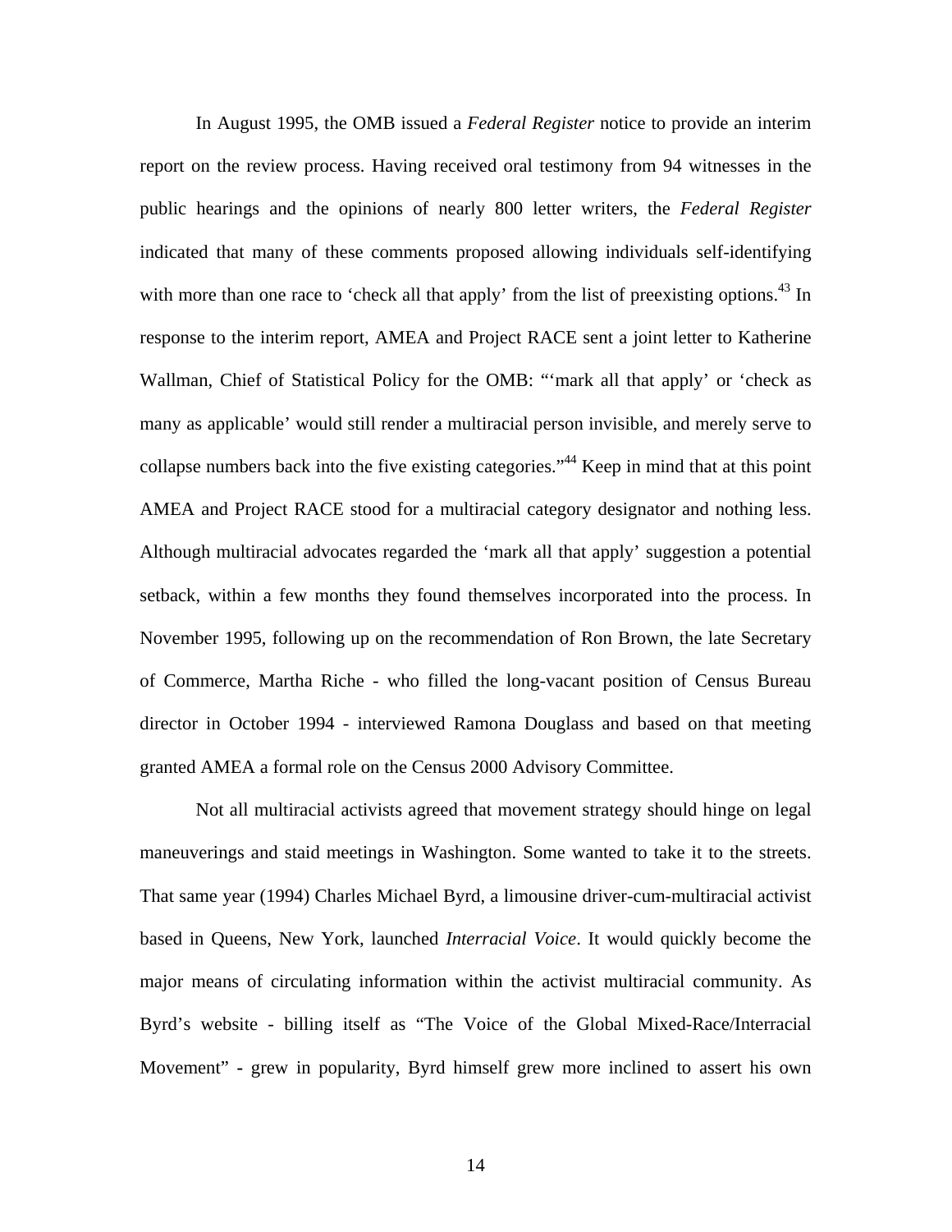In August 1995, the OMB issued a *Federal Register* notice to provide an interim report on the review process. Having received oral testimony from 94 witnesses in the public hearings and the opinions of nearly 800 letter writers, the *Federal Register* indicated that many of these comments proposed allowing individuals self-identifying with more than one race to 'check all that apply' from the list of preexisting options.[43] In response to the interim report, AMEA and Project RACE sent a joint letter to Katherine Wallman, Chief of Statistical Policy for the OMB: "'mark all that apply' or 'check as many as applicable' would still render a multiracial person invisible, and merely serve to collapse numbers back into the five existing categories."[44] Keep in mind that at this point AMEA and Project RACE stood for a multiracial category designator and nothing less. Although multiracial advocates regarded the 'mark all that apply' suggestion a potential setback, within a few months they found themselves incorporated into the process. In November 1995, following up on the recommendation of Ron Brown, the late Secretary of Commerce, Martha Riche - who filled the long-vacant position of Census Bureau director in October 1994 - interviewed Ramona Douglass and based on that meeting granted AMEA a formal role on the Census 2000 Advisory Committee.

Not all multiracial activists agreed that movement strategy should hinge on legal maneuverings and staid meetings in Washington. Some wanted to take it to the streets. That same year (1994) Charles Michael Byrd, a limousine driver-cum-multiracial activist based in Queens, New York, launched *Interracial Voice*. It would quickly become the major means of circulating information within the activist multiracial community. As Byrd's website - billing itself as "The Voice of the Global Mixed-Race/Interracial Movement" - grew in popularity, Byrd himself grew more inclined to assert his own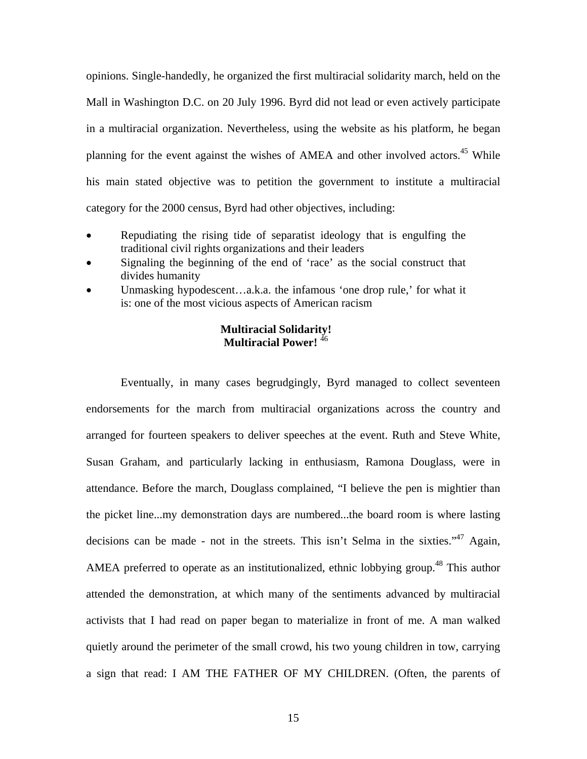opinions. Single-handedly, he organized the first multiracial solidarity march, held on the Mall in Washington D.C. on 20 July 1996. Byrd did not lead or even actively participate in a multiracial organization. Nevertheless, using the website as his platform, he began planning for the event against the wishes of AMEA and other involved actors.[45] While his main stated objective was to petition the government to institute a multiracial category for the 2000 census, Byrd had other objectives, including:

- Repudiating the rising tide of separatist ideology that is engulfing the traditional civil rights organizations and their leaders
- Signaling the beginning of the end of 'race' as the social construct that divides humanity
- Unmasking hypodescent…a.k.a. the infamous 'one drop rule,' for what it is: one of the most vicious aspects of American racism

**Multiracial Solidarity!**
**Multiracial Power!** [46]

Eventually, in many cases begrudgingly, Byrd managed to collect seventeen endorsements for the march from multiracial organizations across the country and arranged for fourteen speakers to deliver speeches at the event. Ruth and Steve White, Susan Graham, and particularly lacking in enthusiasm, Ramona Douglass, were in attendance. Before the march, Douglass complained, "I believe the pen is mightier than the picket line...my demonstration days are numbered...the board room is where lasting decisions can be made - not in the streets. This isn't Selma in the sixties."[47] Again, AMEA preferred to operate as an institutionalized, ethnic lobbying group.[48] This author attended the demonstration, at which many of the sentiments advanced by multiracial activists that I had read on paper began to materialize in front of me. A man walked quietly around the perimeter of the small crowd, his two young children in tow, carrying a sign that read: I AM THE FATHER OF MY CHILDREN. (Often, the parents of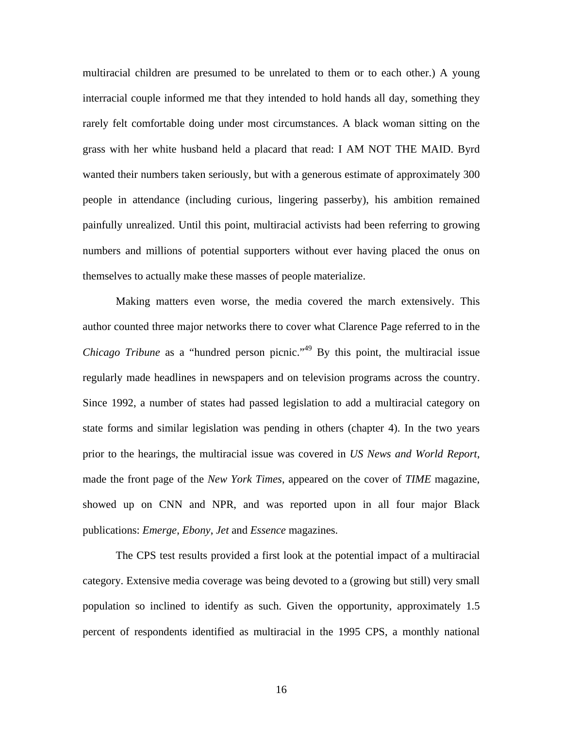multiracial children are presumed to be unrelated to them or to each other.) A young interracial couple informed me that they intended to hold hands all day, something they rarely felt comfortable doing under most circumstances. A black woman sitting on the grass with her white husband held a placard that read: I AM NOT THE MAID. Byrd wanted their numbers taken seriously, but with a generous estimate of approximately 300 people in attendance (including curious, lingering passerby), his ambition remained painfully unrealized. Until this point, multiracial activists had been referring to growing numbers and millions of potential supporters without ever having placed the onus on themselves to actually make these masses of people materialize.

Making matters even worse, the media covered the march extensively. This author counted three major networks there to cover what Clarence Page referred to in the *Chicago Tribune* as a "hundred person picnic."[49] By this point, the multiracial issue regularly made headlines in newspapers and on television programs across the country. Since 1992, a number of states had passed legislation to add a multiracial category on state forms and similar legislation was pending in others (chapter 4). In the two years prior to the hearings, the multiracial issue was covered in *US News and World Report*, made the front page of the *New York Times*, appeared on the cover of *TIME* magazine, showed up on CNN and NPR, and was reported upon in all four major Black publications: *Emerge*, *Ebony*, *Jet* and *Essence* magazines.

The CPS test results provided a first look at the potential impact of a multiracial category. Extensive media coverage was being devoted to a (growing but still) very small population so inclined to identify as such. Given the opportunity, approximately 1.5 percent of respondents identified as multiracial in the 1995 CPS, a monthly national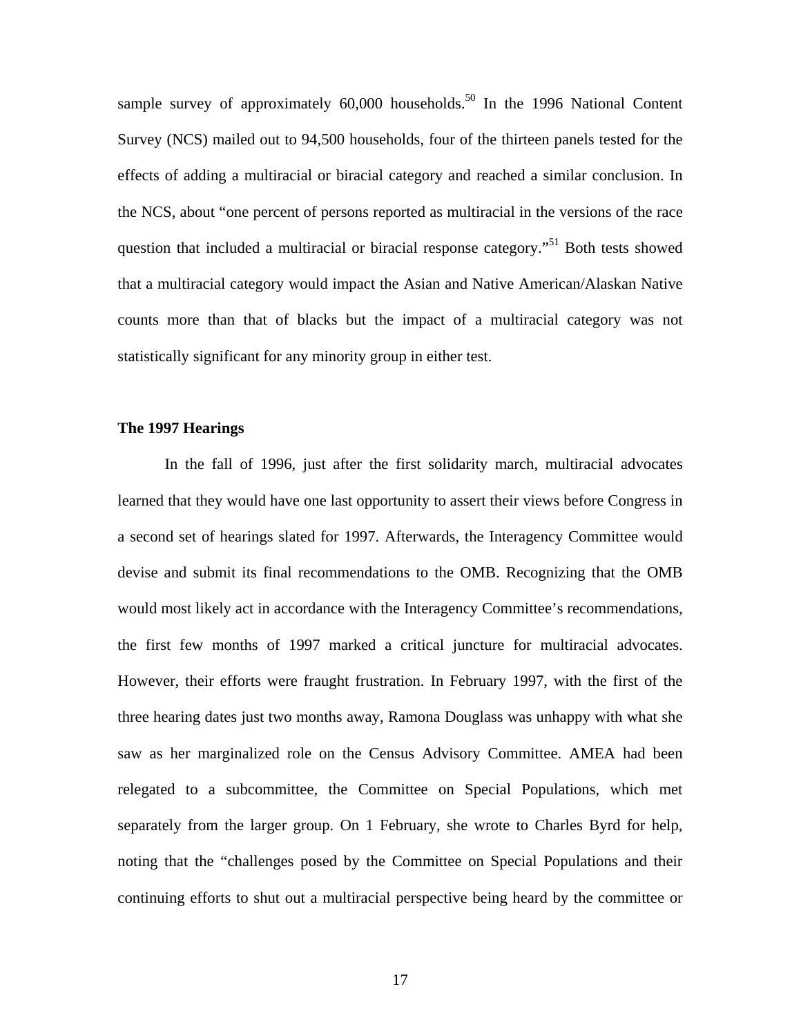sample survey of approximately 60,000 households.[50] In the 1996 National Content Survey (NCS) mailed out to 94,500 households, four of the thirteen panels tested for the effects of adding a multiracial or biracial category and reached a similar conclusion. In the NCS, about "one percent of persons reported as multiracial in the versions of the race question that included a multiracial or biracial response category."[51] Both tests showed that a multiracial category would impact the Asian and Native American/Alaskan Native counts more than that of blacks but the impact of a multiracial category was not statistically significant for any minority group in either test.

**The 1997 Hearings**

In the fall of 1996, just after the first solidarity march, multiracial advocates learned that they would have one last opportunity to assert their views before Congress in a second set of hearings slated for 1997. Afterwards, the Interagency Committee would devise and submit its final recommendations to the OMB. Recognizing that the OMB would most likely act in accordance with the Interagency Committee's recommendations, the first few months of 1997 marked a critical juncture for multiracial advocates. However, their efforts were fraught frustration. In February 1997, with the first of the three hearing dates just two months away, Ramona Douglass was unhappy with what she saw as her marginalized role on the Census Advisory Committee. AMEA had been relegated to a subcommittee, the Committee on Special Populations, which met separately from the larger group. On 1 February, she wrote to Charles Byrd for help, noting that the "challenges posed by the Committee on Special Populations and their continuing efforts to shut out a multiracial perspective being heard by the committee or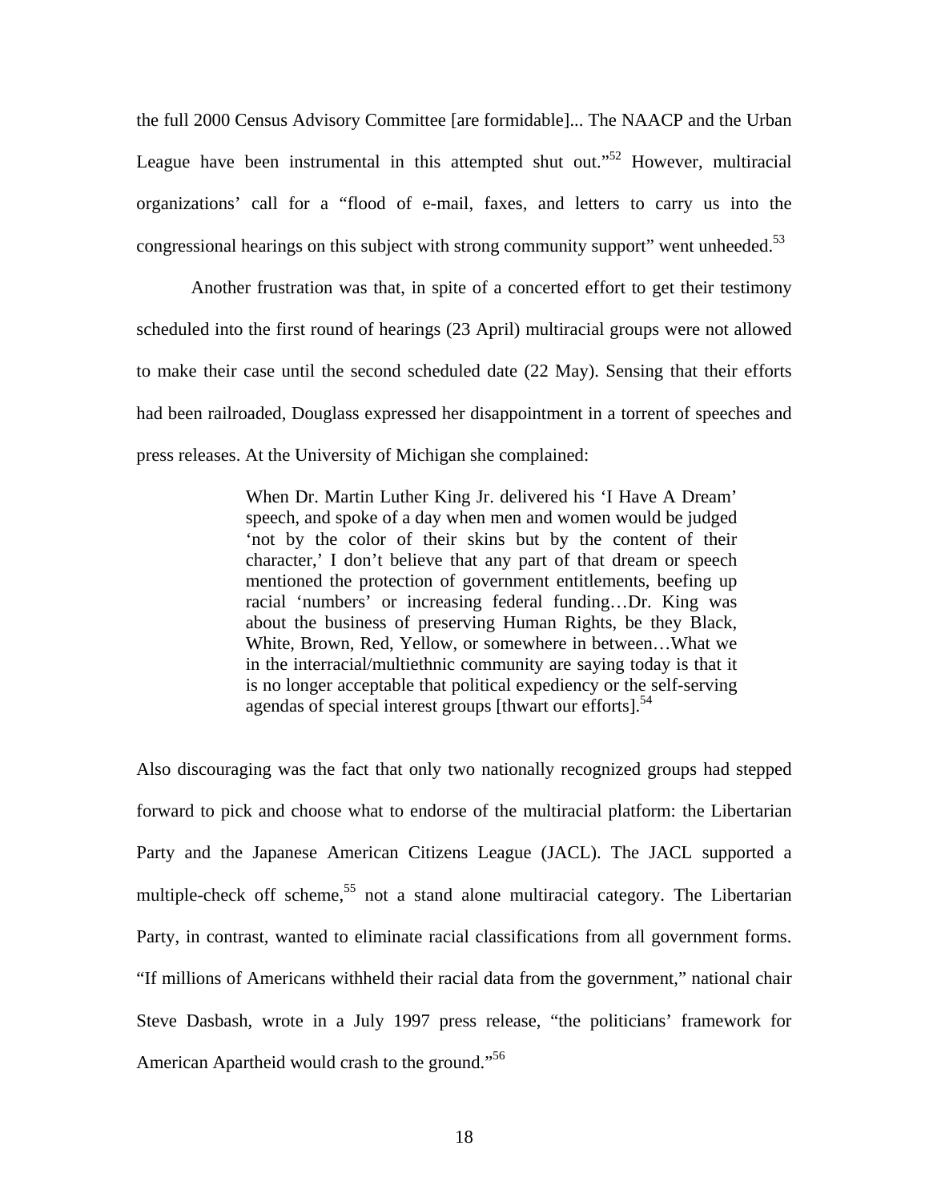the full 2000 Census Advisory Committee [are formidable]... The NAACP and the Urban League have been instrumental in this attempted shut out."[52] However, multiracial organizations' call for a "flood of e-mail, faxes, and letters to carry us into the congressional hearings on this subject with strong community support" went unheeded.[53]

Another frustration was that, in spite of a concerted effort to get their testimony scheduled into the first round of hearings (23 April) multiracial groups were not allowed to make their case until the second scheduled date (22 May). Sensing that their efforts had been railroaded, Douglass expressed her disappointment in a torrent of speeches and press releases. At the University of Michigan she complained:

> When Dr. Martin Luther King Jr. delivered his 'I Have A Dream' speech, and spoke of a day when men and women would be judged 'not by the color of their skins but by the content of their character,' I don't believe that any part of that dream or speech mentioned the protection of government entitlements, beefing up racial 'numbers' or increasing federal funding…Dr. King was about the business of preserving Human Rights, be they Black, White, Brown, Red, Yellow, or somewhere in between…What we in the interracial/multiethnic community are saying today is that it is no longer acceptable that political expediency or the self-serving agendas of special interest groups [thwart our efforts].[54]

Also discouraging was the fact that only two nationally recognized groups had stepped forward to pick and choose what to endorse of the multiracial platform: the Libertarian Party and the Japanese American Citizens League (JACL). The JACL supported a multiple-check off scheme,[55] not a stand alone multiracial category. The Libertarian Party, in contrast, wanted to eliminate racial classifications from all government forms. "If millions of Americans withheld their racial data from the government," national chair Steve Dasbash, wrote in a July 1997 press release, "the politicians' framework for American Apartheid would crash to the ground."[56]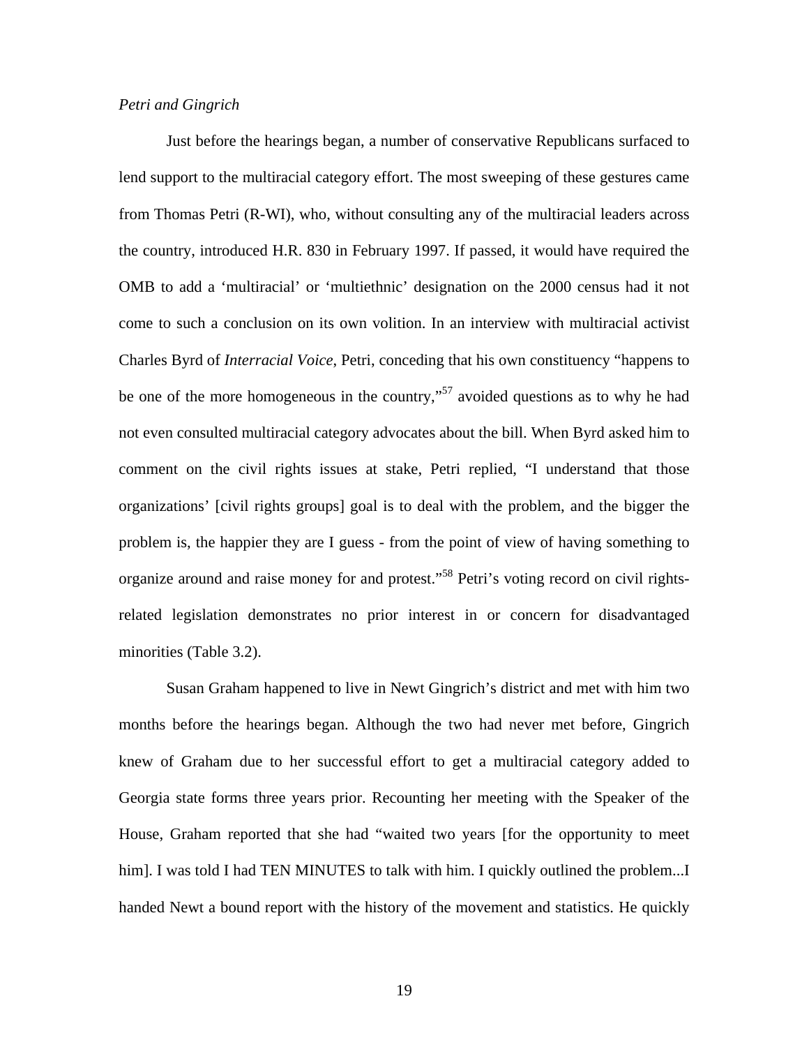*Petri and Gingrich*

Just before the hearings began, a number of conservative Republicans surfaced to lend support to the multiracial category effort. The most sweeping of these gestures came from Thomas Petri (R-WI), who, without consulting any of the multiracial leaders across the country, introduced H.R. 830 in February 1997. If passed, it would have required the OMB to add a 'multiracial' or 'multiethnic' designation on the 2000 census had it not come to such a conclusion on its own volition. In an interview with multiracial activist Charles Byrd of *Interracial Voice*, Petri, conceding that his own constituency "happens to be one of the more homogeneous in the country,"[57] avoided questions as to why he had not even consulted multiracial category advocates about the bill. When Byrd asked him to comment on the civil rights issues at stake, Petri replied, "I understand that those organizations' [civil rights groups] goal is to deal with the problem, and the bigger the problem is, the happier they are I guess - from the point of view of having something to organize around and raise money for and protest."[58] Petri's voting record on civil rights-related legislation demonstrates no prior interest in or concern for disadvantaged minorities (Table 3.2).

Susan Graham happened to live in Newt Gingrich's district and met with him two months before the hearings began. Although the two had never met before, Gingrich knew of Graham due to her successful effort to get a multiracial category added to Georgia state forms three years prior. Recounting her meeting with the Speaker of the House, Graham reported that she had "waited two years [for the opportunity to meet him]. I was told I had TEN MINUTES to talk with him. I quickly outlined the problem...I handed Newt a bound report with the history of the movement and statistics. He quickly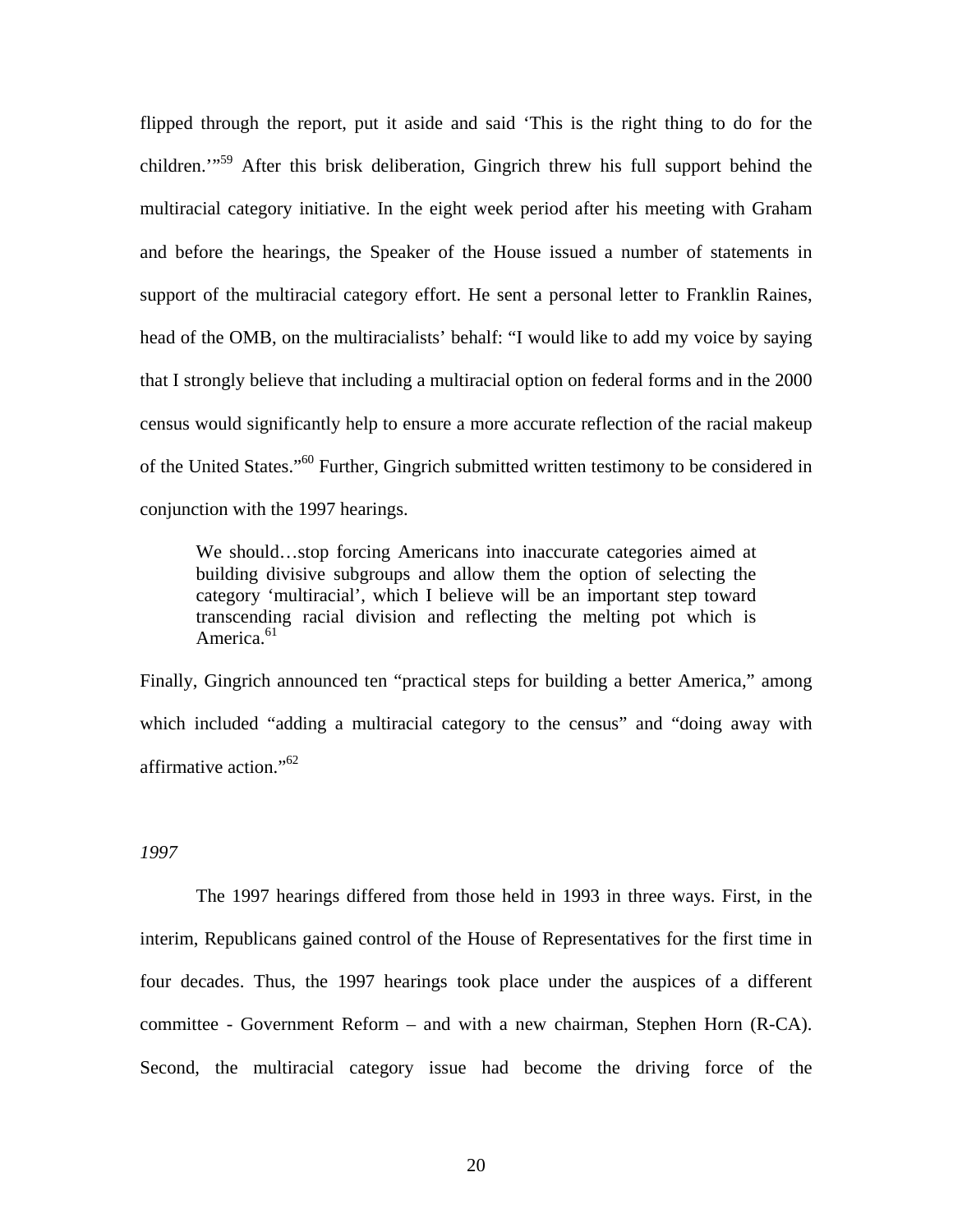flipped through the report, put it aside and said 'This is the right thing to do for the children.'"[59] After this brisk deliberation, Gingrich threw his full support behind the multiracial category initiative. In the eight week period after his meeting with Graham and before the hearings, the Speaker of the House issued a number of statements in support of the multiracial category effort. He sent a personal letter to Franklin Raines, head of the OMB, on the multiracialists' behalf: "I would like to add my voice by saying that I strongly believe that including a multiracial option on federal forms and in the 2000 census would significantly help to ensure a more accurate reflection of the racial makeup of the United States."[60] Further, Gingrich submitted written testimony to be considered in conjunction with the 1997 hearings.

> We should…stop forcing Americans into inaccurate categories aimed at building divisive subgroups and allow them the option of selecting the category 'multiracial', which I believe will be an important step toward transcending racial division and reflecting the melting pot which is America.[61]

Finally, Gingrich announced ten "practical steps for building a better America," among which included "adding a multiracial category to the census" and "doing away with affirmative action."[62]

*1997*

The 1997 hearings differed from those held in 1993 in three ways. First, in the interim, Republicans gained control of the House of Representatives for the first time in four decades. Thus, the 1997 hearings took place under the auspices of a different committee - Government Reform – and with a new chairman, Stephen Horn (R-CA). Second, the multiracial category issue had become the driving force of the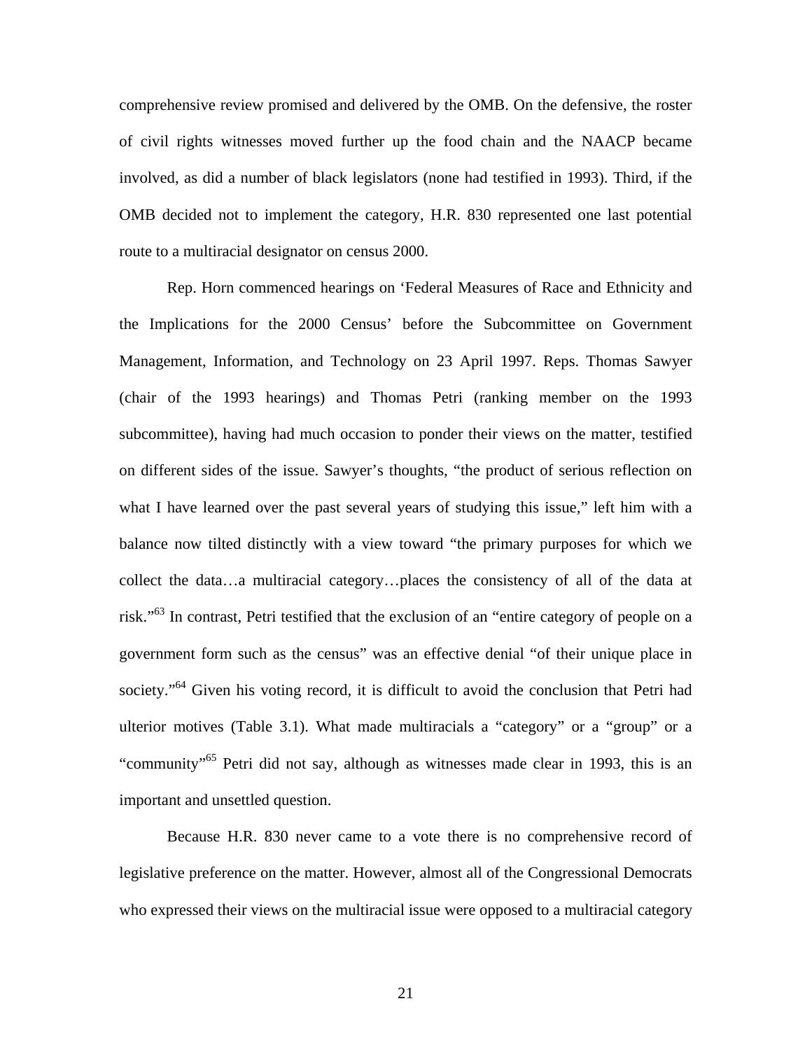comprehensive review promised and delivered by the OMB. On the defensive, the roster of civil rights witnesses moved further up the food chain and the NAACP became involved, as did a number of black legislators (none had testified in 1993). Third, if the OMB decided not to implement the category, H.R. 830 represented one last potential route to a multiracial designator on census 2000.

Rep. Horn commenced hearings on 'Federal Measures of Race and Ethnicity and the Implications for the 2000 Census' before the Subcommittee on Government Management, Information, and Technology on 23 April 1997. Reps. Thomas Sawyer (chair of the 1993 hearings) and Thomas Petri (ranking member on the 1993 subcommittee), having had much occasion to ponder their views on the matter, testified on different sides of the issue. Sawyer's thoughts, "the product of serious reflection on what I have learned over the past several years of studying this issue," left him with a balance now tilted distinctly with a view toward "the primary purposes for which we collect the data…a multiracial category…places the consistency of all of the data at risk."[63] In contrast, Petri testified that the exclusion of an "entire category of people on a government form such as the census" was an effective denial "of their unique place in society."[64] Given his voting record, it is difficult to avoid the conclusion that Petri had ulterior motives (Table 3.1). What made multiracials a "category" or a "group" or a "community"[65] Petri did not say, although as witnesses made clear in 1993, this is an important and unsettled question.

Because H.R. 830 never came to a vote there is no comprehensive record of legislative preference on the matter. However, almost all of the Congressional Democrats who expressed their views on the multiracial issue were opposed to a multiracial category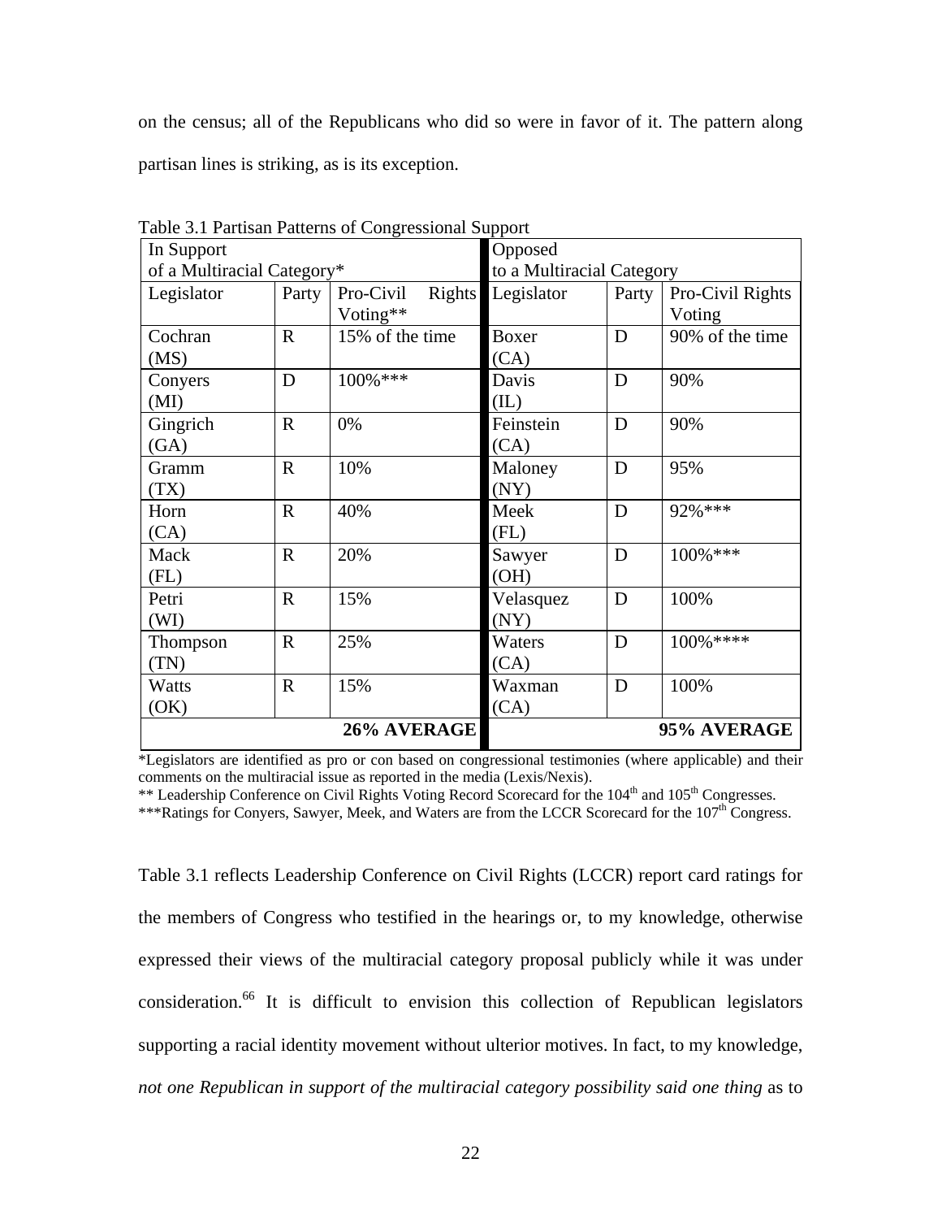on the census; all of the Republicans who did so were in favor of it. The pattern along partisan lines is striking, as is its exception.

Table 3.1 Partisan Patterns of Congressional Support

| In Support of a Multiracial Category* | | | Opposed to a Multiracial Category | | |
|---|---|---|---|---|---|
| Legislator | Party | Pro-Civil Rights Voting** | Legislator | Party | Pro-Civil Rights Voting |
| Cochran (MS) | R | 15% of the time | Boxer (CA) | D | 90% of the time |
| Conyers (MI) | D | 100%*** | Davis (IL) | D | 90% |
| Gingrich (GA) | R | 0% | Feinstein (CA) | D | 90% |
| Gramm (TX) | R | 10% | Maloney (NY) | D | 95% |
| Horn (CA) | R | 40% | Meek (FL) | D | 92%*** |
| Mack (FL) | R | 20% | Sawyer (OH) | D | 100%*** |
| Petri (WI) | R | 15% | Velasquez (NY) | D | 100% |
| Thompson (TN) | R | 25% | Waters (CA) | D | 100%**** |
| Watts (OK) | R | 15% | Waxman (CA) | D | 100% |
| | | **26% AVERAGE** | | | **95% AVERAGE** |

*Legislators are identified as pro or con based on congressional testimonies (where applicable) and their comments on the multiracial issue as reported in the media (Lexis/Nexis).
** Leadership Conference on Civil Rights Voting Record Scorecard for the 104th and 105th Congresses.
***Ratings for Conyers, Sawyer, Meek, and Waters are from the LCCR Scorecard for the 107th Congress.

Table 3.1 reflects Leadership Conference on Civil Rights (LCCR) report card ratings for the members of Congress who testified in the hearings or, to my knowledge, otherwise expressed their views of the multiracial category proposal publicly while it was under consideration.[66] It is difficult to envision this collection of Republican legislators supporting a racial identity movement without ulterior motives. In fact, to my knowledge, *not one Republican in support of the multiracial category possibility said one thing* as to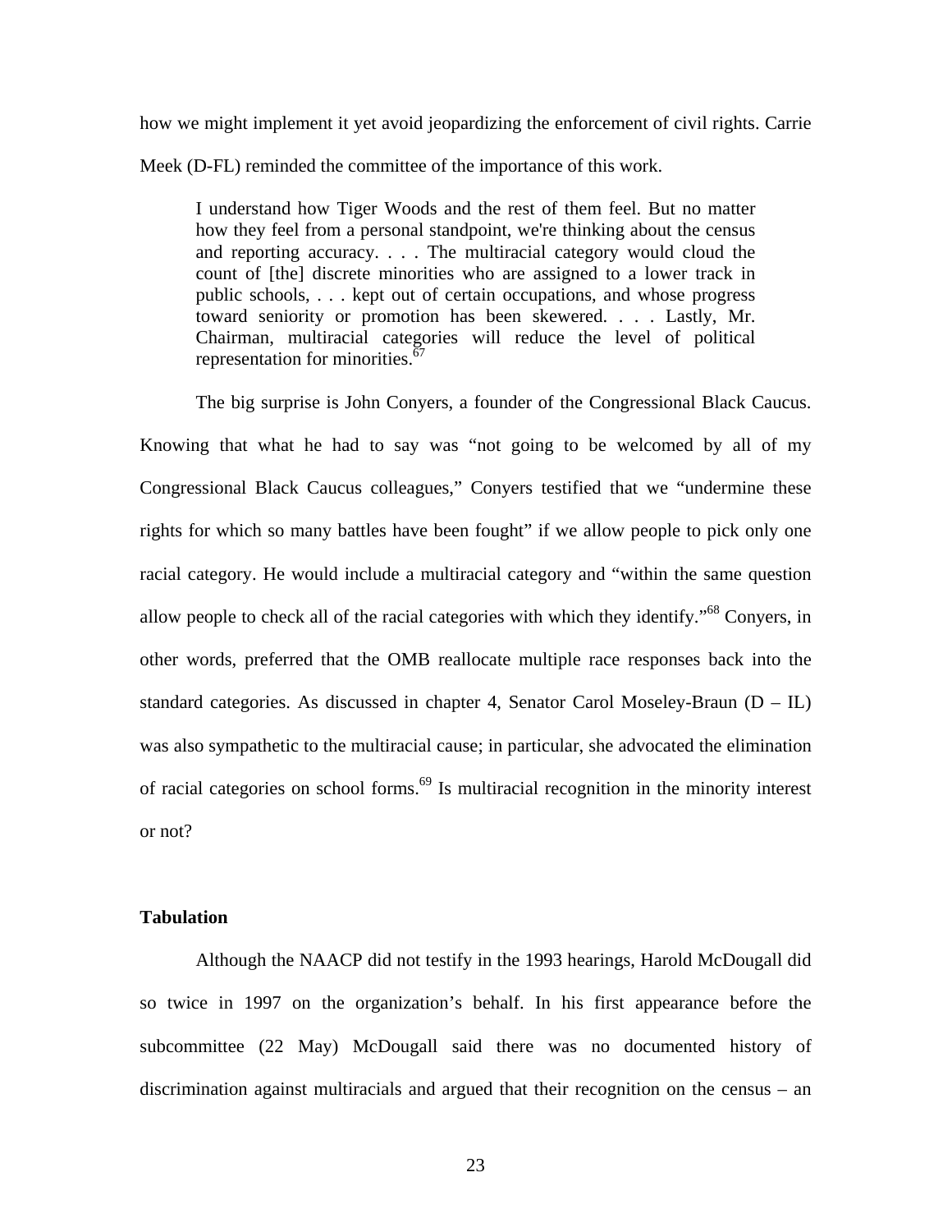how we might implement it yet avoid jeopardizing the enforcement of civil rights. Carrie Meek (D-FL) reminded the committee of the importance of this work.

> I understand how Tiger Woods and the rest of them feel. But no matter how they feel from a personal standpoint, we're thinking about the census and reporting accuracy. . . . The multiracial category would cloud the count of [the] discrete minorities who are assigned to a lower track in public schools, . . . kept out of certain occupations, and whose progress toward seniority or promotion has been skewered. . . . Lastly, Mr. Chairman, multiracial categories will reduce the level of political representation for minorities.[67]

The big surprise is John Conyers, a founder of the Congressional Black Caucus. Knowing that what he had to say was "not going to be welcomed by all of my Congressional Black Caucus colleagues," Conyers testified that we "undermine these rights for which so many battles have been fought" if we allow people to pick only one racial category. He would include a multiracial category and "within the same question allow people to check all of the racial categories with which they identify."[68] Conyers, in other words, preferred that the OMB reallocate multiple race responses back into the standard categories. As discussed in chapter 4, Senator Carol Moseley-Braun (D – IL) was also sympathetic to the multiracial cause; in particular, she advocated the elimination of racial categories on school forms.[69] Is multiracial recognition in the minority interest or not?

**Tabulation**

Although the NAACP did not testify in the 1993 hearings, Harold McDougall did so twice in 1997 on the organization's behalf. In his first appearance before the subcommittee (22 May) McDougall said there was no documented history of discrimination against multiracials and argued that their recognition on the census – an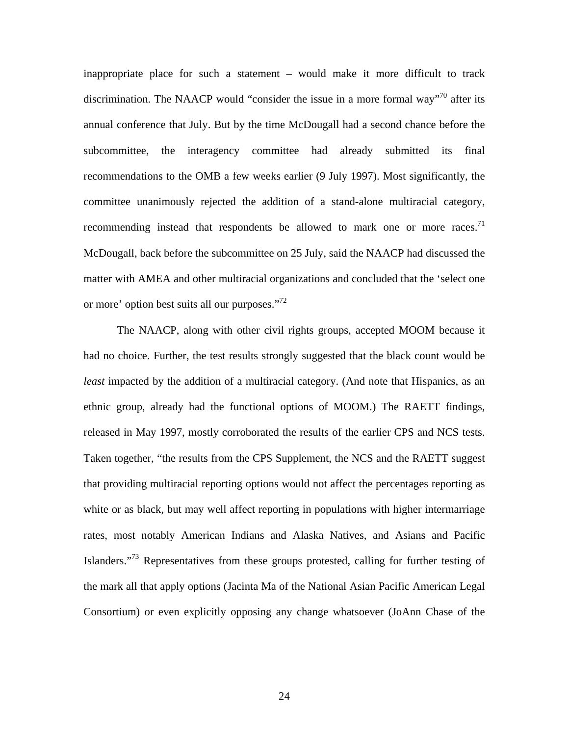inappropriate place for such a statement – would make it more difficult to track discrimination. The NAACP would "consider the issue in a more formal way"[70] after its annual conference that July. But by the time McDougall had a second chance before the subcommittee, the interagency committee had already submitted its final recommendations to the OMB a few weeks earlier (9 July 1997). Most significantly, the committee unanimously rejected the addition of a stand-alone multiracial category, recommending instead that respondents be allowed to mark one or more races.[71] McDougall, back before the subcommittee on 25 July, said the NAACP had discussed the matter with AMEA and other multiracial organizations and concluded that the 'select one or more' option best suits all our purposes."[72]

The NAACP, along with other civil rights groups, accepted MOOM because it had no choice. Further, the test results strongly suggested that the black count would be *least* impacted by the addition of a multiracial category. (And note that Hispanics, as an ethnic group, already had the functional options of MOOM.) The RAETT findings, released in May 1997, mostly corroborated the results of the earlier CPS and NCS tests. Taken together, "the results from the CPS Supplement, the NCS and the RAETT suggest that providing multiracial reporting options would not affect the percentages reporting as white or as black, but may well affect reporting in populations with higher intermarriage rates, most notably American Indians and Alaska Natives, and Asians and Pacific Islanders."[73] Representatives from these groups protested, calling for further testing of the mark all that apply options (Jacinta Ma of the National Asian Pacific American Legal Consortium) or even explicitly opposing any change whatsoever (JoAnn Chase of the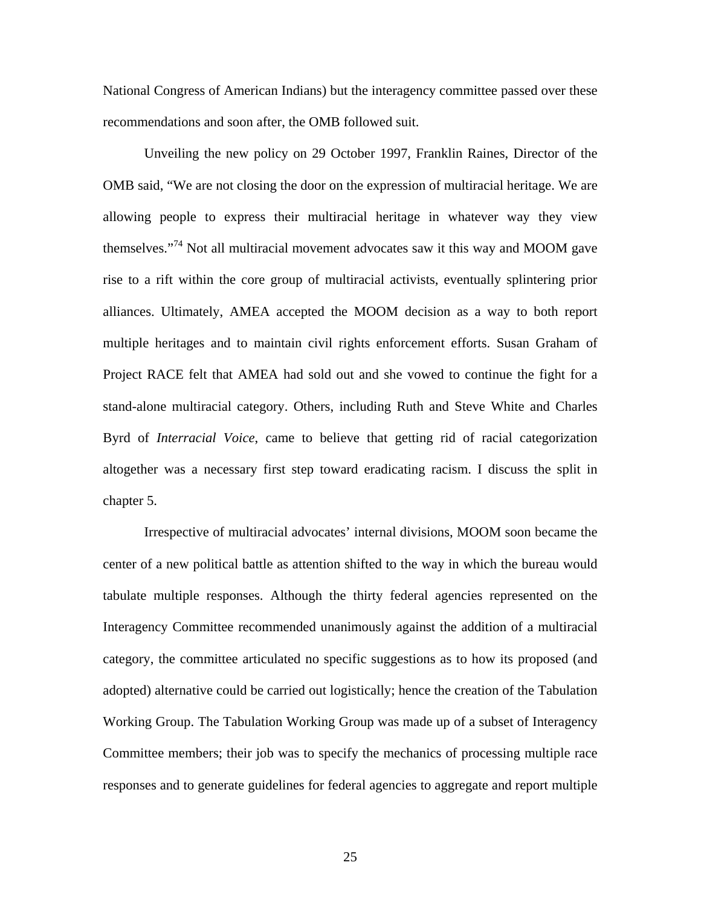National Congress of American Indians) but the interagency committee passed over these recommendations and soon after, the OMB followed suit.

Unveiling the new policy on 29 October 1997, Franklin Raines, Director of the OMB said, "We are not closing the door on the expression of multiracial heritage. We are allowing people to express their multiracial heritage in whatever way they view themselves."[74] Not all multiracial movement advocates saw it this way and MOOM gave rise to a rift within the core group of multiracial activists, eventually splintering prior alliances. Ultimately, AMEA accepted the MOOM decision as a way to both report multiple heritages and to maintain civil rights enforcement efforts. Susan Graham of Project RACE felt that AMEA had sold out and she vowed to continue the fight for a stand-alone multiracial category. Others, including Ruth and Steve White and Charles Byrd of *Interracial Voice*, came to believe that getting rid of racial categorization altogether was a necessary first step toward eradicating racism. I discuss the split in chapter 5.

Irrespective of multiracial advocates' internal divisions, MOOM soon became the center of a new political battle as attention shifted to the way in which the bureau would tabulate multiple responses. Although the thirty federal agencies represented on the Interagency Committee recommended unanimously against the addition of a multiracial category, the committee articulated no specific suggestions as to how its proposed (and adopted) alternative could be carried out logistically; hence the creation of the Tabulation Working Group. The Tabulation Working Group was made up of a subset of Interagency Committee members; their job was to specify the mechanics of processing multiple race responses and to generate guidelines for federal agencies to aggregate and report multiple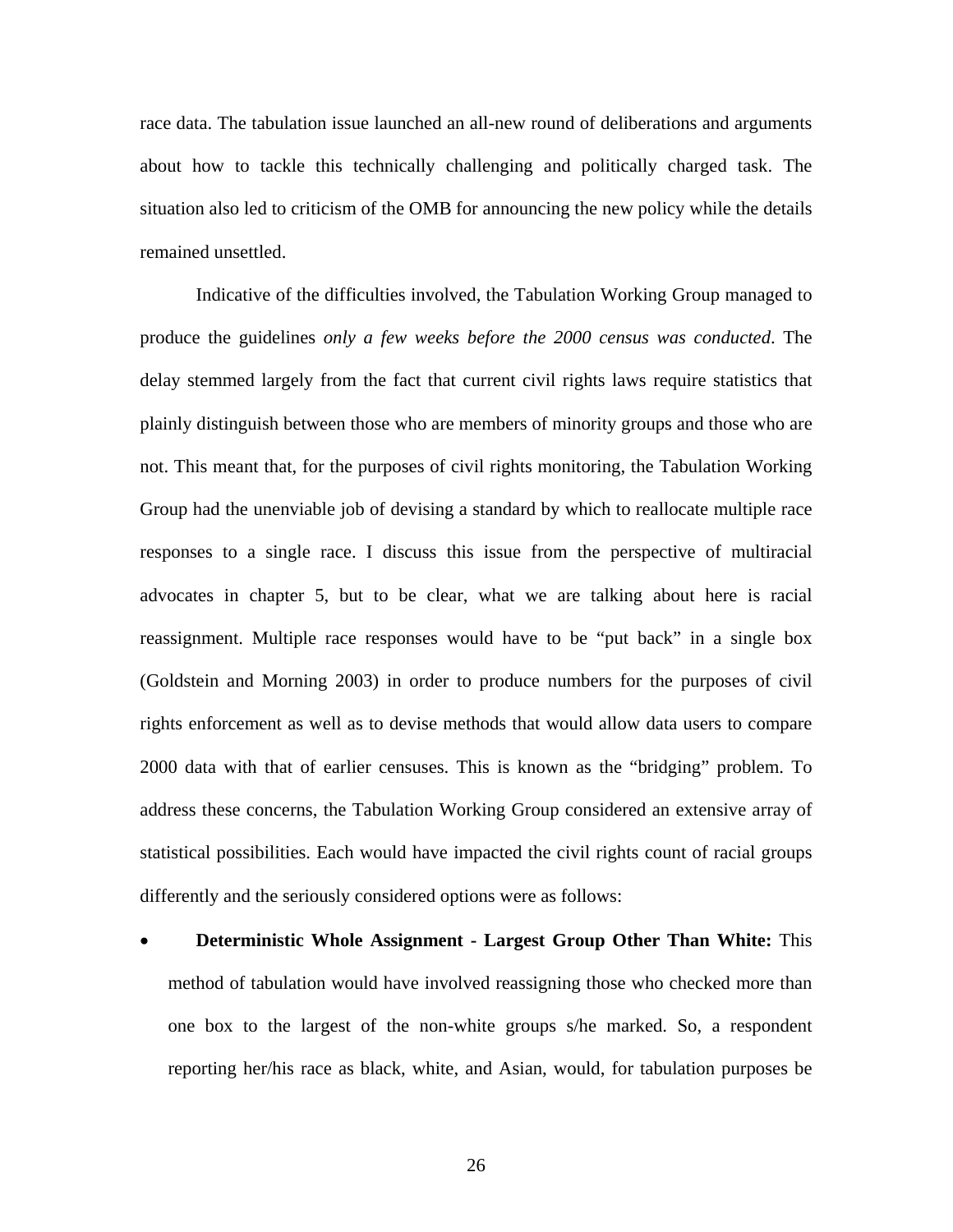race data. The tabulation issue launched an all-new round of deliberations and arguments about how to tackle this technically challenging and politically charged task. The situation also led to criticism of the OMB for announcing the new policy while the details remained unsettled.

Indicative of the difficulties involved, the Tabulation Working Group managed to produce the guidelines *only a few weeks before the 2000 census was conducted*. The delay stemmed largely from the fact that current civil rights laws require statistics that plainly distinguish between those who are members of minority groups and those who are not. This meant that, for the purposes of civil rights monitoring, the Tabulation Working Group had the unenviable job of devising a standard by which to reallocate multiple race responses to a single race. I discuss this issue from the perspective of multiracial advocates in chapter 5, but to be clear, what we are talking about here is racial reassignment. Multiple race responses would have to be "put back" in a single box (Goldstein and Morning 2003) in order to produce numbers for the purposes of civil rights enforcement as well as to devise methods that would allow data users to compare 2000 data with that of earlier censuses. This is known as the "bridging" problem. To address these concerns, the Tabulation Working Group considered an extensive array of statistical possibilities. Each would have impacted the civil rights count of racial groups differently and the seriously considered options were as follows:

- **Deterministic Whole Assignment - Largest Group Other Than White:** This method of tabulation would have involved reassigning those who checked more than one box to the largest of the non-white groups s/he marked. So, a respondent reporting her/his race as black, white, and Asian, would, for tabulation purposes be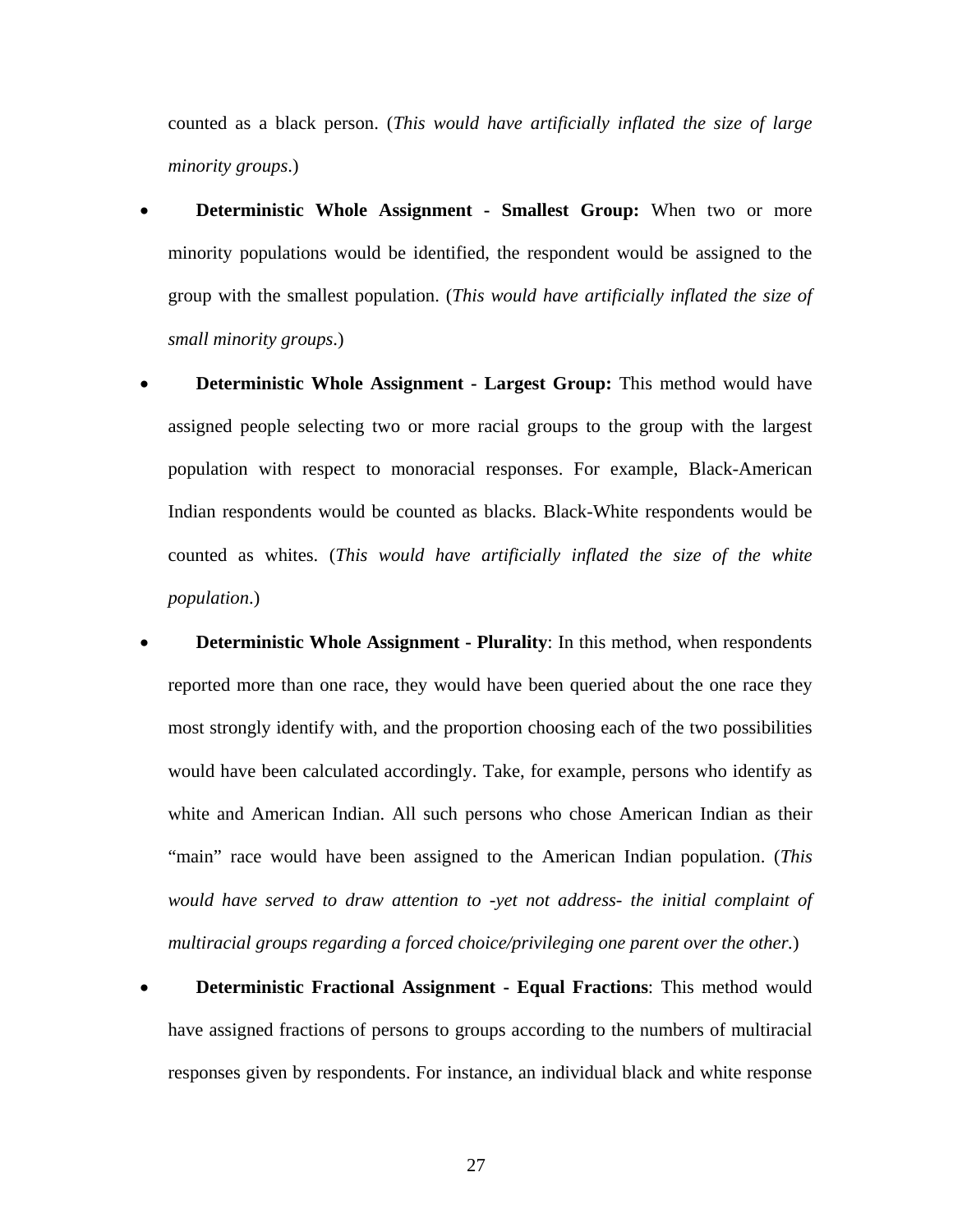counted as a black person. (*This would have artificially inflated the size of large minority groups*.)

- **Deterministic Whole Assignment - Smallest Group:** When two or more minority populations would be identified, the respondent would be assigned to the group with the smallest population. (*This would have artificially inflated the size of small minority groups*.)
- **Deterministic Whole Assignment - Largest Group:** This method would have assigned people selecting two or more racial groups to the group with the largest population with respect to monoracial responses. For example, Black-American Indian respondents would be counted as blacks. Black-White respondents would be counted as whites. (*This would have artificially inflated the size of the white population*.)
- **Deterministic Whole Assignment - Plurality**: In this method, when respondents reported more than one race, they would have been queried about the one race they most strongly identify with, and the proportion choosing each of the two possibilities would have been calculated accordingly. Take, for example, persons who identify as white and American Indian. All such persons who chose American Indian as their "main" race would have been assigned to the American Indian population. (*This would have served to draw attention to -yet not address- the initial complaint of multiracial groups regarding a forced choice/privileging one parent over the other.*)
- **Deterministic Fractional Assignment - Equal Fractions**: This method would have assigned fractions of persons to groups according to the numbers of multiracial responses given by respondents. For instance, an individual black and white response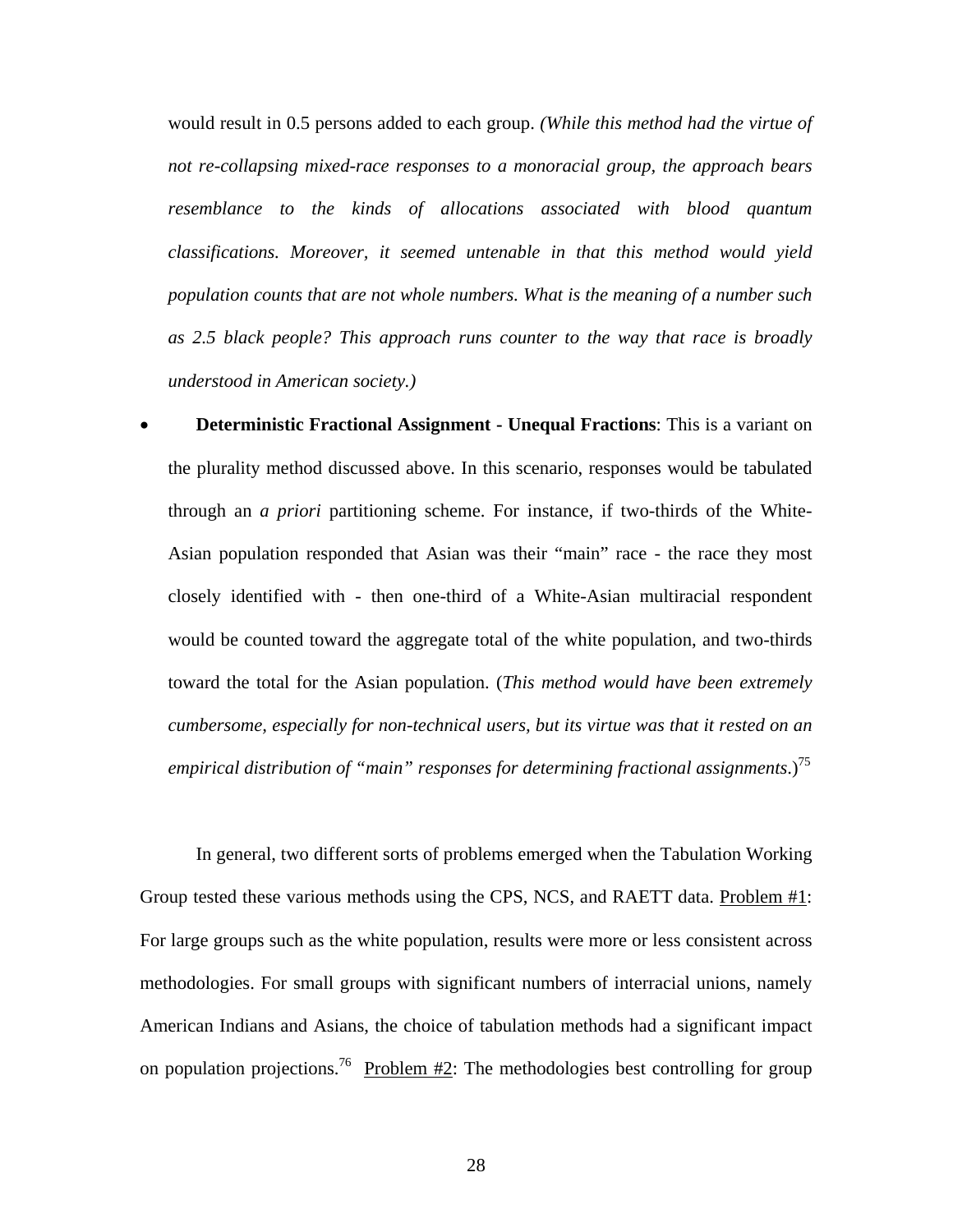would result in 0.5 persons added to each group. *(While this method had the virtue of not re-collapsing mixed-race responses to a monoracial group, the approach bears resemblance to the kinds of allocations associated with blood quantum classifications. Moreover, it seemed untenable in that this method would yield population counts that are not whole numbers. What is the meaning of a number such as 2.5 black people? This approach runs counter to the way that race is broadly understood in American society.)*

- **Deterministic Fractional Assignment - Unequal Fractions**: This is a variant on the plurality method discussed above. In this scenario, responses would be tabulated through an *a priori* partitioning scheme. For instance, if two-thirds of the White-Asian population responded that Asian was their "main" race - the race they most closely identified with - then one-third of a White-Asian multiracial respondent would be counted toward the aggregate total of the white population, and two-thirds toward the total for the Asian population. (*This method would have been extremely cumbersome, especially for non-technical users, but its virtue was that it rested on an empirical distribution of "main" responses for determining fractional assignments*.)[75]

In general, two different sorts of problems emerged when the Tabulation Working Group tested these various methods using the CPS, NCS, and RAETT data. Problem #1: For large groups such as the white population, results were more or less consistent across methodologies. For small groups with significant numbers of interracial unions, namely American Indians and Asians, the choice of tabulation methods had a significant impact on population projections.[76] Problem #2: The methodologies best controlling for group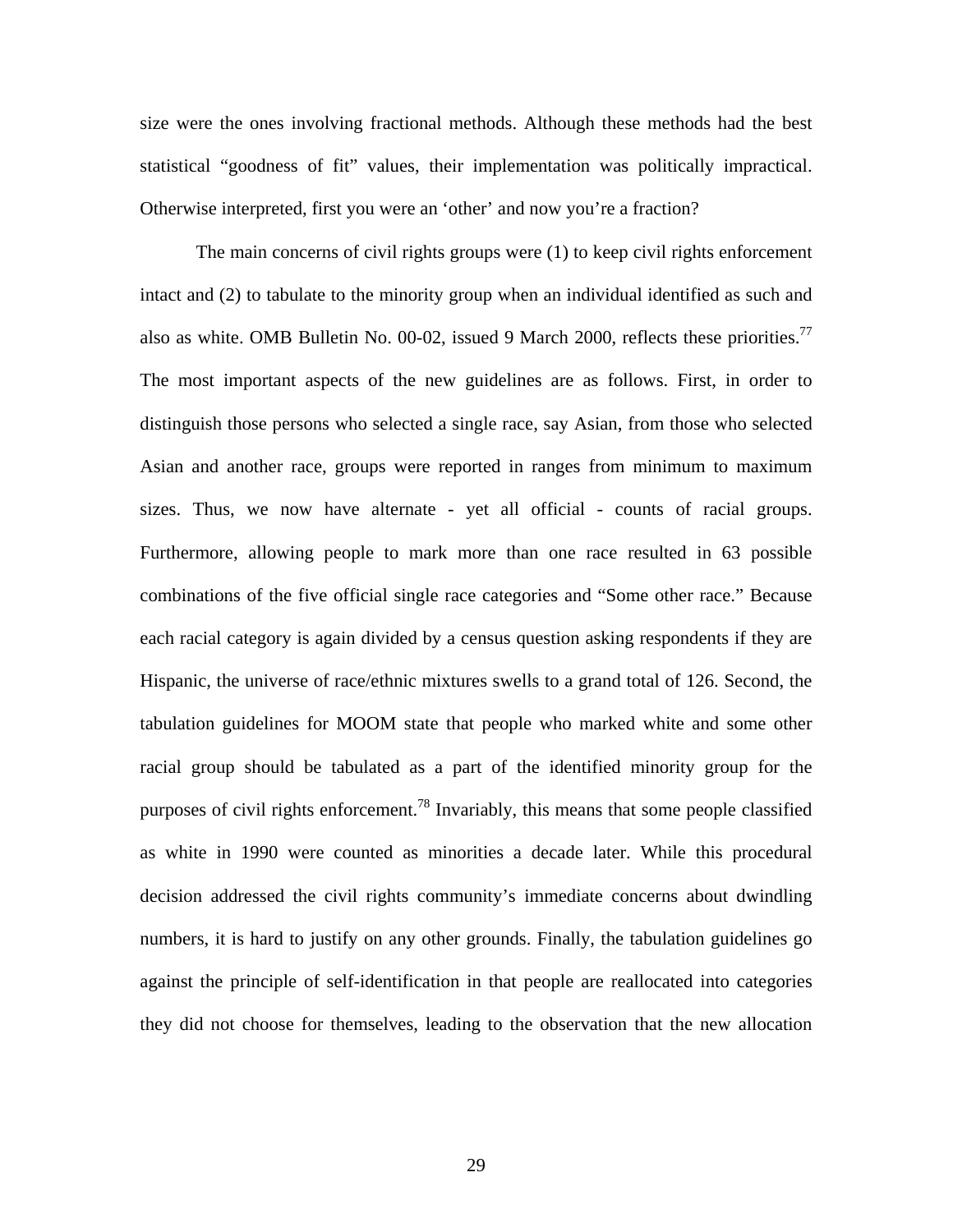size were the ones involving fractional methods. Although these methods had the best statistical "goodness of fit" values, their implementation was politically impractical. Otherwise interpreted, first you were an 'other' and now you're a fraction?

The main concerns of civil rights groups were (1) to keep civil rights enforcement intact and (2) to tabulate to the minority group when an individual identified as such and also as white. OMB Bulletin No. 00-02, issued 9 March 2000, reflects these priorities.[77] The most important aspects of the new guidelines are as follows. First, in order to distinguish those persons who selected a single race, say Asian, from those who selected Asian and another race, groups were reported in ranges from minimum to maximum sizes. Thus, we now have alternate - yet all official - counts of racial groups. Furthermore, allowing people to mark more than one race resulted in 63 possible combinations of the five official single race categories and "Some other race." Because each racial category is again divided by a census question asking respondents if they are Hispanic, the universe of race/ethnic mixtures swells to a grand total of 126. Second, the tabulation guidelines for MOOM state that people who marked white and some other racial group should be tabulated as a part of the identified minority group for the purposes of civil rights enforcement.[78] Invariably, this means that some people classified as white in 1990 were counted as minorities a decade later. While this procedural decision addressed the civil rights community's immediate concerns about dwindling numbers, it is hard to justify on any other grounds. Finally, the tabulation guidelines go against the principle of self-identification in that people are reallocated into categories they did not choose for themselves, leading to the observation that the new allocation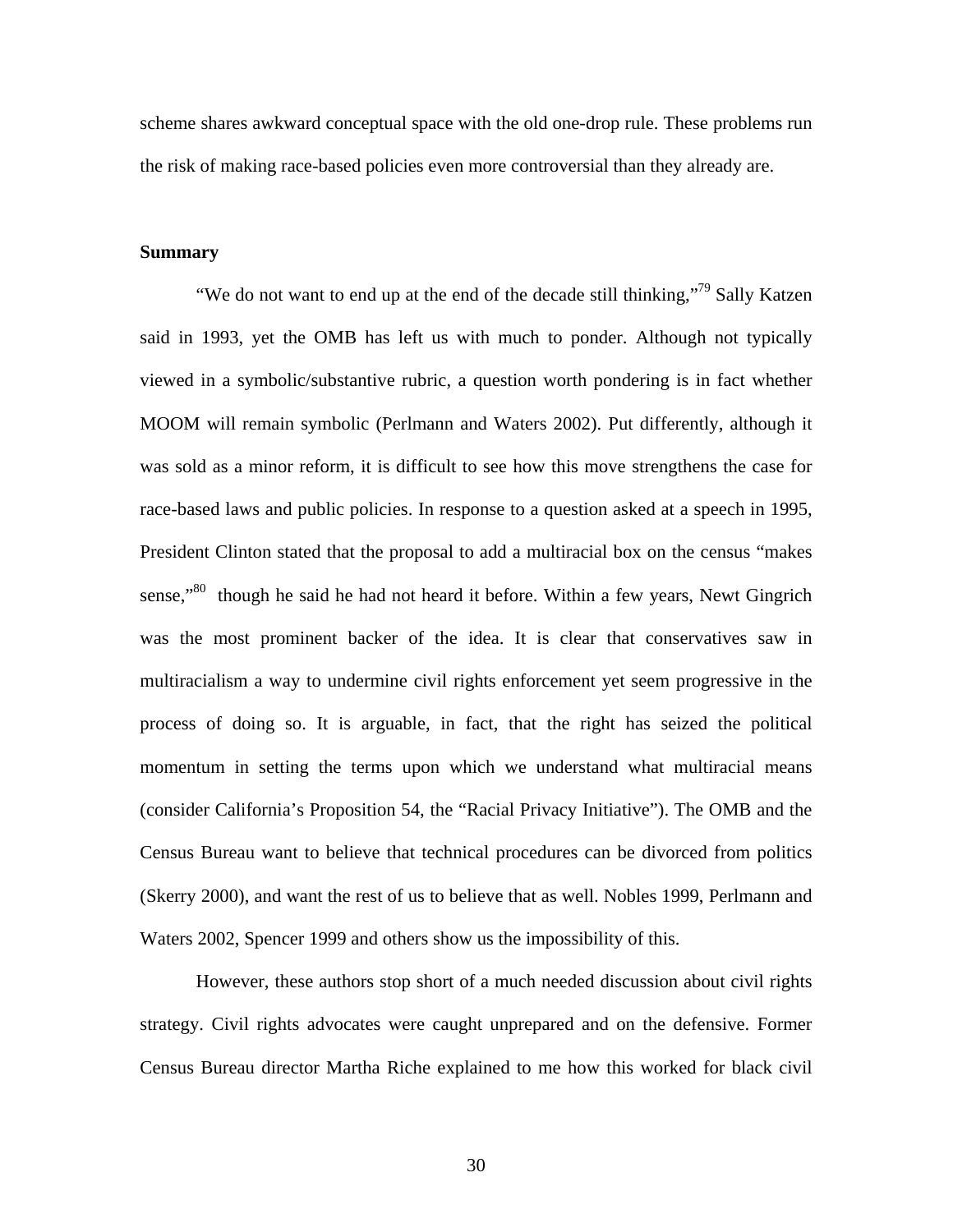scheme shares awkward conceptual space with the old one-drop rule. These problems run the risk of making race-based policies even more controversial than they already are.

**Summary**

"We do not want to end up at the end of the decade still thinking,"[79] Sally Katzen said in 1993, yet the OMB has left us with much to ponder. Although not typically viewed in a symbolic/substantive rubric, a question worth pondering is in fact whether MOOM will remain symbolic (Perlmann and Waters 2002). Put differently, although it was sold as a minor reform, it is difficult to see how this move strengthens the case for race-based laws and public policies. In response to a question asked at a speech in 1995, President Clinton stated that the proposal to add a multiracial box on the census "makes sense,"[80] though he said he had not heard it before. Within a few years, Newt Gingrich was the most prominent backer of the idea. It is clear that conservatives saw in multiracialism a way to undermine civil rights enforcement yet seem progressive in the process of doing so. It is arguable, in fact, that the right has seized the political momentum in setting the terms upon which we understand what multiracial means (consider California's Proposition 54, the "Racial Privacy Initiative"). The OMB and the Census Bureau want to believe that technical procedures can be divorced from politics (Skerry 2000), and want the rest of us to believe that as well. Nobles 1999, Perlmann and Waters 2002, Spencer 1999 and others show us the impossibility of this.

However, these authors stop short of a much needed discussion about civil rights strategy. Civil rights advocates were caught unprepared and on the defensive. Former Census Bureau director Martha Riche explained to me how this worked for black civil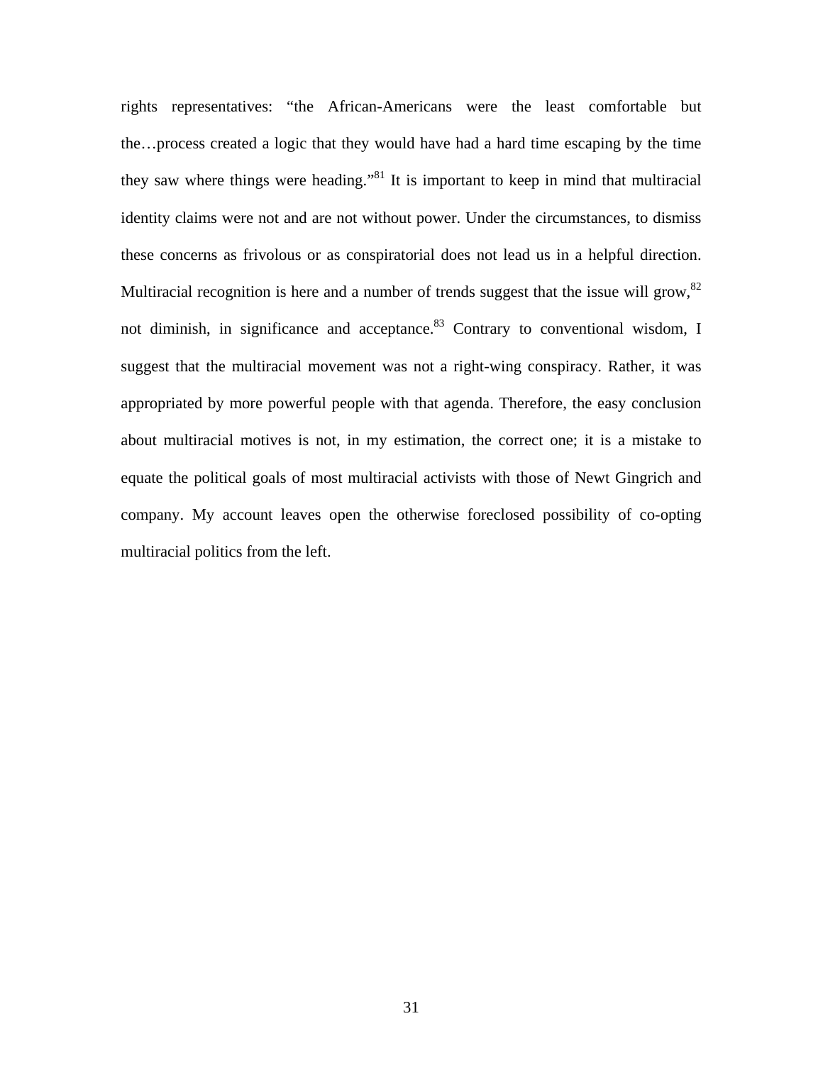rights representatives: "the African-Americans were the least comfortable but the…process created a logic that they would have had a hard time escaping by the time they saw where things were heading."[81] It is important to keep in mind that multiracial identity claims were not and are not without power. Under the circumstances, to dismiss these concerns as frivolous or as conspiratorial does not lead us in a helpful direction. Multiracial recognition is here and a number of trends suggest that the issue will grow,[82] not diminish, in significance and acceptance.[83] Contrary to conventional wisdom, I suggest that the multiracial movement was not a right-wing conspiracy. Rather, it was appropriated by more powerful people with that agenda. Therefore, the easy conclusion about multiracial motives is not, in my estimation, the correct one; it is a mistake to equate the political goals of most multiracial activists with those of Newt Gingrich and company. My account leaves open the otherwise foreclosed possibility of co-opting multiracial politics from the left.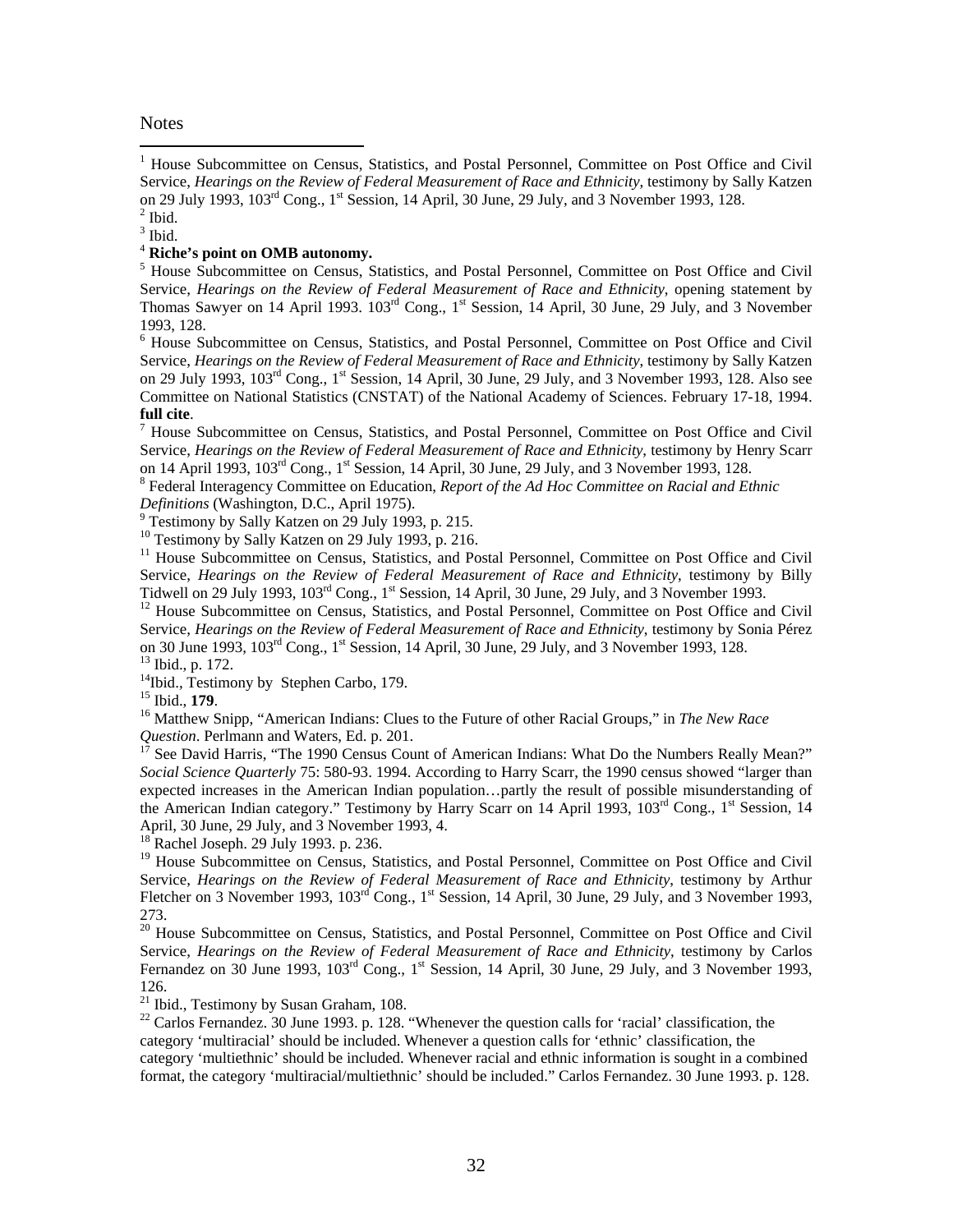Notes

[1] House Subcommittee on Census, Statistics, and Postal Personnel, Committee on Post Office and Civil Service, *Hearings on the Review of Federal Measurement of Race and Ethnicity*, testimony by Sally Katzen on 29 July 1993, 103rd Cong., 1st Session, 14 April, 30 June, 29 July, and 3 November 1993, 128.

[2] Ibid.

[3] Ibid.

[4] **Riche's point on OMB autonomy.**

[5] House Subcommittee on Census, Statistics, and Postal Personnel, Committee on Post Office and Civil Service, *Hearings on the Review of Federal Measurement of Race and Ethnicity*, opening statement by Thomas Sawyer on 14 April 1993. 103rd Cong., 1st Session, 14 April, 30 June, 29 July, and 3 November 1993, 128.

[6] House Subcommittee on Census, Statistics, and Postal Personnel, Committee on Post Office and Civil Service, *Hearings on the Review of Federal Measurement of Race and Ethnicity*, testimony by Sally Katzen on 29 July 1993, 103rd Cong., 1st Session, 14 April, 30 June, 29 July, and 3 November 1993, 128. Also see Committee on National Statistics (CNSTAT) of the National Academy of Sciences. February 17-18, 1994. **full cite**.

[7] House Subcommittee on Census, Statistics, and Postal Personnel, Committee on Post Office and Civil Service, *Hearings on the Review of Federal Measurement of Race and Ethnicity*, testimony by Henry Scarr on 14 April 1993, 103rd Cong., 1st Session, 14 April, 30 June, 29 July, and 3 November 1993, 128.

[8] Federal Interagency Committee on Education, *Report of the Ad Hoc Committee on Racial and Ethnic Definitions* (Washington, D.C., April 1975).

[9] Testimony by Sally Katzen on 29 July 1993, p. 215.

[10] Testimony by Sally Katzen on 29 July 1993, p. 216.

[11] House Subcommittee on Census, Statistics, and Postal Personnel, Committee on Post Office and Civil Service, *Hearings on the Review of Federal Measurement of Race and Ethnicity*, testimony by Billy Tidwell on 29 July 1993, 103rd Cong., 1st Session, 14 April, 30 June, 29 July, and 3 November 1993.

[12] House Subcommittee on Census, Statistics, and Postal Personnel, Committee on Post Office and Civil Service, *Hearings on the Review of Federal Measurement of Race and Ethnicity*, testimony by Sonia Pérez on 30 June 1993, 103rd Cong., 1st Session, 14 April, 30 June, 29 July, and 3 November 1993, 128.

[13] Ibid., p. 172.

[14] Ibid., Testimony by Stephen Carbo, 179.

[15] Ibid., **179**.

[16] Matthew Snipp, "American Indians: Clues to the Future of other Racial Groups," in *The New Race Question*. Perlmann and Waters, Ed. p. 201.

[17] See David Harris, "The 1990 Census Count of American Indians: What Do the Numbers Really Mean?" *Social Science Quarterly* 75: 580-93. 1994. According to Harry Scarr, the 1990 census showed "larger than expected increases in the American Indian population…partly the result of possible misunderstanding of the American Indian category." Testimony by Harry Scarr on 14 April 1993, 103rd Cong., 1st Session, 14 April, 30 June, 29 July, and 3 November 1993, 4.

[18] Rachel Joseph. 29 July 1993. p. 236.

[19] House Subcommittee on Census, Statistics, and Postal Personnel, Committee on Post Office and Civil Service, *Hearings on the Review of Federal Measurement of Race and Ethnicity*, testimony by Arthur Fletcher on 3 November 1993, 103rd Cong., 1st Session, 14 April, 30 June, 29 July, and 3 November 1993, 273.

[20] House Subcommittee on Census, Statistics, and Postal Personnel, Committee on Post Office and Civil Service, *Hearings on the Review of Federal Measurement of Race and Ethnicity*, testimony by Carlos Fernandez on 30 June 1993, 103rd Cong., 1st Session, 14 April, 30 June, 29 July, and 3 November 1993, 126.

[21] Ibid., Testimony by Susan Graham, 108.

[22] Carlos Fernandez. 30 June 1993. p. 128. "Whenever the question calls for 'racial' classification, the category 'multiracial' should be included. Whenever a question calls for 'ethnic' classification, the category 'multiethnic' should be included. Whenever racial and ethnic information is sought in a combined format, the category 'multiracial/multiethnic' should be included." Carlos Fernandez. 30 June 1993. p. 128.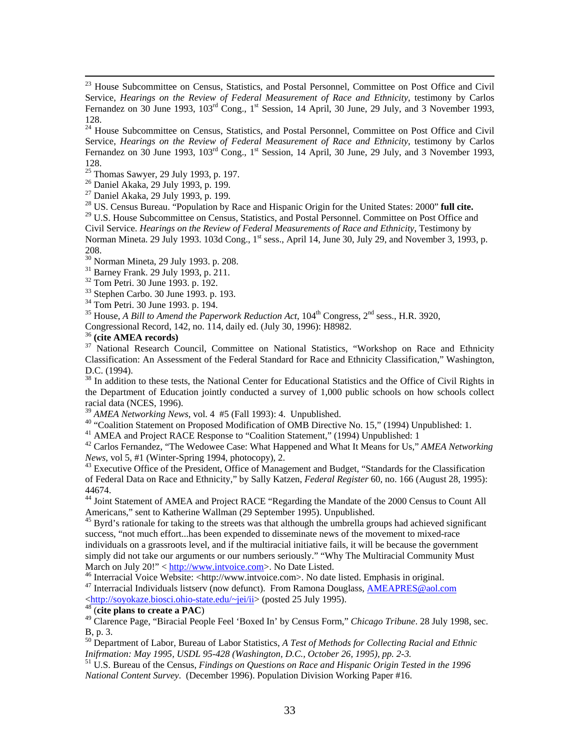[23] House Subcommittee on Census, Statistics, and Postal Personnel, Committee on Post Office and Civil Service, *Hearings on the Review of Federal Measurement of Race and Ethnicity*, testimony by Carlos Fernandez on 30 June 1993, 103rd Cong., 1st Session, 14 April, 30 June, 29 July, and 3 November 1993, 128.

[24] House Subcommittee on Census, Statistics, and Postal Personnel, Committee on Post Office and Civil Service, *Hearings on the Review of Federal Measurement of Race and Ethnicity*, testimony by Carlos Fernandez on 30 June 1993, 103rd Cong., 1st Session, 14 April, 30 June, 29 July, and 3 November 1993, 128.

[25] Thomas Sawyer, 29 July 1993, p. 197.

[26] Daniel Akaka, 29 July 1993, p. 199.

[27] Daniel Akaka, 29 July 1993, p. 199.

[28] US. Census Bureau. "Population by Race and Hispanic Origin for the United States: 2000" **full cite.**

[29] U.S. House Subcommittee on Census, Statistics, and Postal Personnel. Committee on Post Office and Civil Service. *Hearings on the Review of Federal Measurements of Race and Ethnicity*, Testimony by Norman Mineta. 29 July 1993. 103d Cong., 1st sess., April 14, June 30, July 29, and November 3, 1993, p. 208.

[30] Norman Mineta, 29 July 1993. p. 208.

[31] Barney Frank. 29 July 1993, p. 211.

[32] Tom Petri. 30 June 1993. p. 192.

[33] Stephen Carbo. 30 June 1993. p. 193.

[34] Tom Petri. 30 June 1993. p. 194.

[35] House, *A Bill to Amend the Paperwork Reduction Act*, 104th Congress, 2nd sess., H.R. 3920, Congressional Record, 142, no. 114, daily ed. (July 30, 1996): H8982.

[36] **(cite AMEA records)**

[37] National Research Council, Committee on National Statistics, "Workshop on Race and Ethnicity Classification: An Assessment of the Federal Standard for Race and Ethnicity Classification," Washington, D.C. (1994).

[38] In addition to these tests, the National Center for Educational Statistics and the Office of Civil Rights in the Department of Education jointly conducted a survey of 1,000 public schools on how schools collect racial data (NCES, 1996).

[39] *AMEA Networking News*, vol. 4 #5 (Fall 1993): 4. Unpublished.

[40] "Coalition Statement on Proposed Modification of OMB Directive No. 15," (1994) Unpublished: 1.

[41] AMEA and Project RACE Response to "Coalition Statement," (1994) Unpublished: 1

[42] Carlos Fernandez, "The Wedowee Case: What Happened and What It Means for Us," *AMEA Networking News*, vol 5, #1 (Winter-Spring 1994, photocopy), 2.

[43] Executive Office of the President, Office of Management and Budget, "Standards for the Classification of Federal Data on Race and Ethnicity," by Sally Katzen, *Federal Register* 60, no. 166 (August 28, 1995): 44674.

[44] Joint Statement of AMEA and Project RACE "Regarding the Mandate of the 2000 Census to Count All Americans," sent to Katherine Wallman (29 September 1995). Unpublished.

[45] Byrd's rationale for taking to the streets was that although the umbrella groups had achieved significant success, "not much effort...has been expended to disseminate news of the movement to mixed-race individuals on a grassroots level, and if the multiracial initiative fails, it will be because the government simply did not take our arguments or our numbers seriously." "Why The Multiracial Community Must March on July 20!" < http://www.intvoice.com>. No Date Listed.

[46] Interracial Voice Website: <http://www.intvoice.com>. No date listed. Emphasis in original.

[47] Interracial Individuals listserv (now defunct). From Ramona Douglass, AMEAPRES@aol.com <http://soyokaze.biosci.ohio-state.edu/~jei/ii> (posted 25 July 1995).

[48] (**cite plans to create a PAC**)

[49] Clarence Page, "Biracial People Feel 'Boxed In' by Census Form," *Chicago Tribune*. 28 July 1998, sec. B, p. 3.

[50] Department of Labor, Bureau of Labor Statistics, *A Test of Methods for Collecting Racial and Ethnic Inifrmation: May 1995, USDL 95-428 (Washington, D.C., October 26, 1995), pp. 2-3.*

[51] U.S. Bureau of the Census, *Findings on Questions on Race and Hispanic Origin Tested in the 1996 National Content Survey*. (December 1996). Population Division Working Paper #16.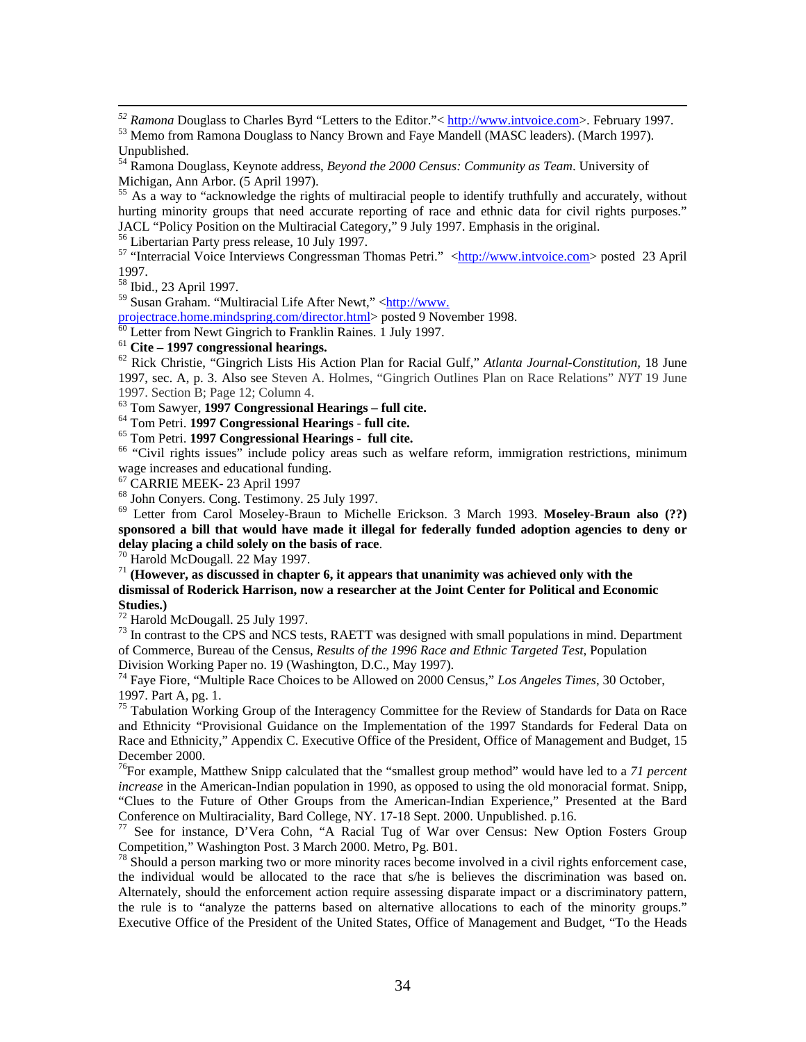[52] *Ramona* Douglass to Charles Byrd "Letters to the Editor."< http://www.intvoice.com>. February 1997.

[53] Memo from Ramona Douglass to Nancy Brown and Faye Mandell (MASC leaders). (March 1997). Unpublished.

[54] Ramona Douglass, Keynote address, *Beyond the 2000 Census: Community as Team*. University of Michigan, Ann Arbor. (5 April 1997).

[55] As a way to "acknowledge the rights of multiracial people to identify truthfully and accurately, without hurting minority groups that need accurate reporting of race and ethnic data for civil rights purposes." JACL "Policy Position on the Multiracial Category," 9 July 1997. Emphasis in the original.

[56] Libertarian Party press release, 10 July 1997.

[57] "Interracial Voice Interviews Congressman Thomas Petri." <http://www.intvoice.com> posted 23 April 1997.

[58] Ibid., 23 April 1997.

[59] Susan Graham. "Multiracial Life After Newt," <http://www.projectrace.home.mindspring.com/director.html> posted 9 November 1998.

[60] Letter from Newt Gingrich to Franklin Raines. 1 July 1997.

[61] **Cite – 1997 congressional hearings.**

[62] Rick Christie, "Gingrich Lists His Action Plan for Racial Gulf," *Atlanta Journal-Constitution*, 18 June 1997, sec. A, p. 3. Also see Steven A. Holmes, "Gingrich Outlines Plan on Race Relations" *NYT* 19 June 1997. Section B; Page 12; Column 4.

[63] Tom Sawyer, **1997 Congressional Hearings – full cite.**

[64] Tom Petri. **1997 Congressional Hearings - full cite.**

[65] Tom Petri. **1997 Congressional Hearings - full cite.**

[66] "Civil rights issues" include policy areas such as welfare reform, immigration restrictions, minimum wage increases and educational funding.

[67] CARRIE MEEK- 23 April 1997

[68] John Conyers. Cong. Testimony. 25 July 1997.

[69] Letter from Carol Moseley-Braun to Michelle Erickson. 3 March 1993. **Moseley-Braun also (??) sponsored a bill that would have made it illegal for federally funded adoption agencies to deny or delay placing a child solely on the basis of race**.

[70] Harold McDougall. 22 May 1997.

[71] **(However, as discussed in chapter 6, it appears that unanimity was achieved only with the dismissal of Roderick Harrison, now a researcher at the Joint Center for Political and Economic Studies.)**

[72] Harold McDougall. 25 July 1997.

[73] In contrast to the CPS and NCS tests, RAETT was designed with small populations in mind. Department of Commerce, Bureau of the Census, *Results of the 1996 Race and Ethnic Targeted Test*, Population Division Working Paper no. 19 (Washington, D.C., May 1997).

[74] Faye Fiore, "Multiple Race Choices to be Allowed on 2000 Census," *Los Angeles Times*, 30 October, 1997. Part A, pg. 1.

[75] Tabulation Working Group of the Interagency Committee for the Review of Standards for Data on Race and Ethnicity "Provisional Guidance on the Implementation of the 1997 Standards for Federal Data on Race and Ethnicity," Appendix C. Executive Office of the President, Office of Management and Budget, 15 December 2000.

[76] For example, Matthew Snipp calculated that the "smallest group method" would have led to a *71 percent increase* in the American-Indian population in 1990, as opposed to using the old monoracial format. Snipp, "Clues to the Future of Other Groups from the American-Indian Experience," Presented at the Bard Conference on Multiraciality, Bard College, NY. 17-18 Sept. 2000. Unpublished. p.16.

[77] See for instance, D'Vera Cohn, "A Racial Tug of War over Census: New Option Fosters Group Competition," Washington Post. 3 March 2000. Metro, Pg. B01.

[78] Should a person marking two or more minority races become involved in a civil rights enforcement case, the individual would be allocated to the race that s/he is believes the discrimination was based on. Alternately, should the enforcement action require assessing disparate impact or a discriminatory pattern, the rule is to "analyze the patterns based on alternative allocations to each of the minority groups." Executive Office of the President of the United States, Office of Management and Budget, "To the Heads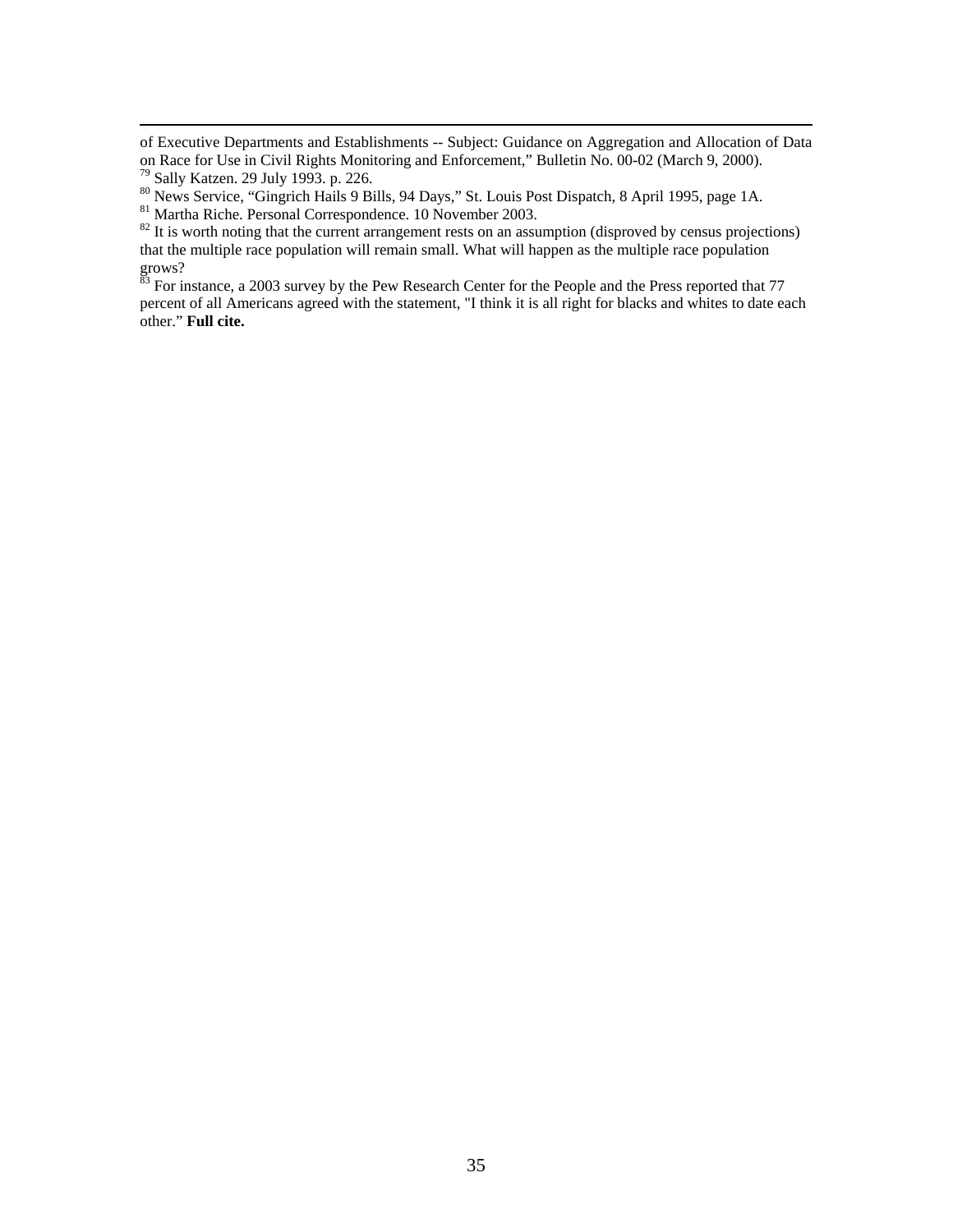of Executive Departments and Establishments -- Subject: Guidance on Aggregation and Allocation of Data on Race for Use in Civil Rights Monitoring and Enforcement," Bulletin No. 00-02 (March 9, 2000).

[79] Sally Katzen. 29 July 1993. p. 226.

[80] News Service, "Gingrich Hails 9 Bills, 94 Days," St. Louis Post Dispatch, 8 April 1995, page 1A.

[81] Martha Riche. Personal Correspondence. 10 November 2003.

[82] It is worth noting that the current arrangement rests on an assumption (disproved by census projections) that the multiple race population will remain small. What will happen as the multiple race population grows?

[83] For instance, a 2003 survey by the Pew Research Center for the People and the Press reported that 77 percent of all Americans agreed with the statement, "I think it is all right for blacks and whites to date each other." **Full cite.**